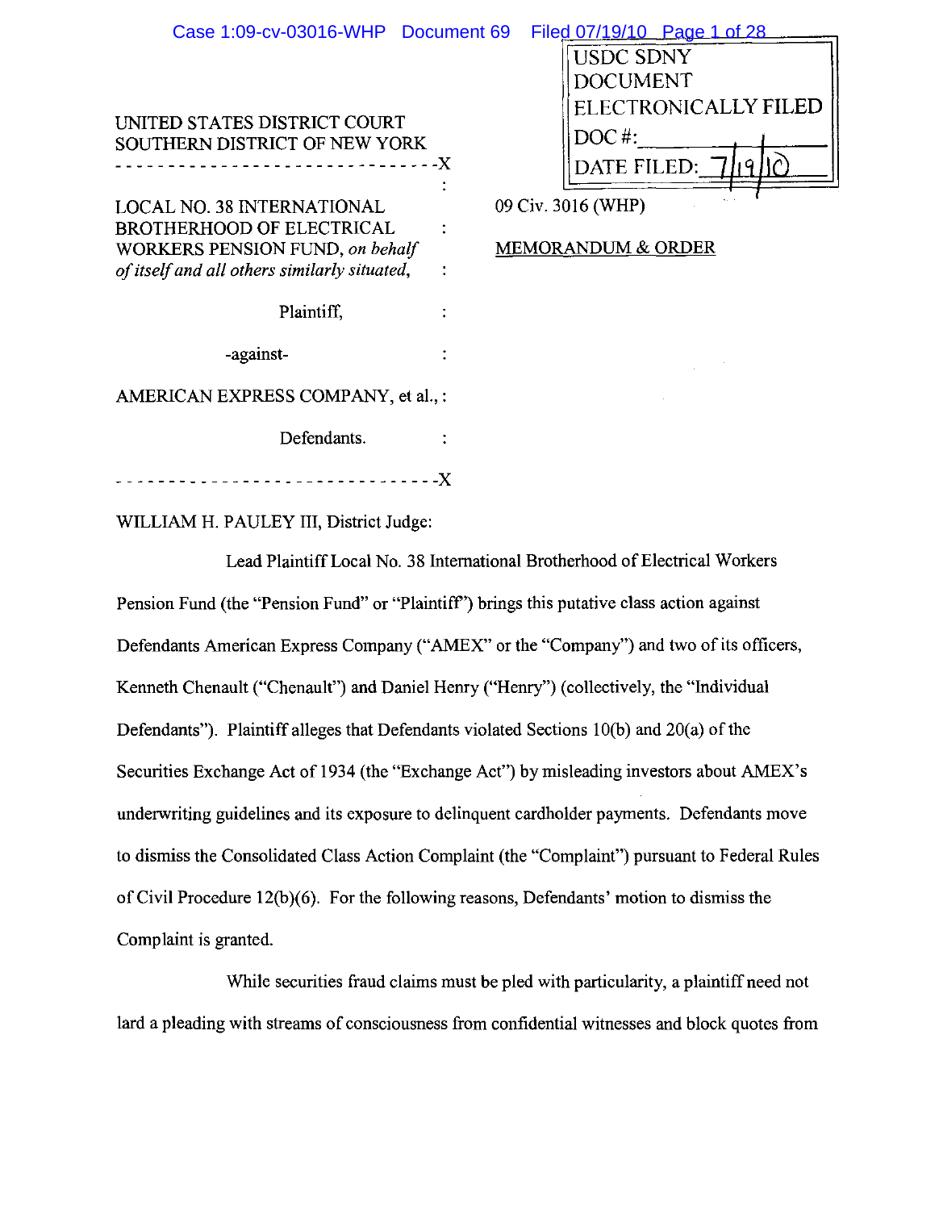USDC SDNY
DOCUMENT
ELECTRONICALLY FILED
DOC #: \_\_\_\_\_\_\_\_
DATE FILED: 7/19/10

UNITED STATES DISTRICT COURT
SOUTHERN DISTRICT OF NEW YORK

-------------------------------X

LOCAL NO. 38 INTERNATIONAL BROTHERHOOD OF ELECTRICAL WORKERS PENSION FUND, *on behalf of itself and all others similarly situated,*

Plaintiff,

-against-

AMERICAN EXPRESS COMPANY, et al.,

Defendants.

-------------------------------X

09 Civ. 3016 (WHP)

MEMORANDUM & ORDER

WILLIAM H. PAULEY III, District Judge:

Lead Plaintiff Local No. 38 International Brotherhood of Electrical Workers Pension Fund (the "Pension Fund" or "Plaintiff") brings this putative class action against Defendants American Express Company ("AMEX" or the "Company") and two of its officers, Kenneth Chenault ("Chenault") and Daniel Henry ("Henry") (collectively, the "Individual Defendants"). Plaintiff alleges that Defendants violated Sections 10(b) and 20(a) of the Securities Exchange Act of 1934 (the "Exchange Act") by misleading investors about AMEX's underwriting guidelines and its exposure to delinquent cardholder payments. Defendants move to dismiss the Consolidated Class Action Complaint (the "Complaint") pursuant to Federal Rules of Civil Procedure 12(b)(6). For the following reasons, Defendants' motion to dismiss the Complaint is granted.

While securities fraud claims must be pled with particularity, a plaintiff need not lard a pleading with streams of consciousness from confidential witnesses and block quotes from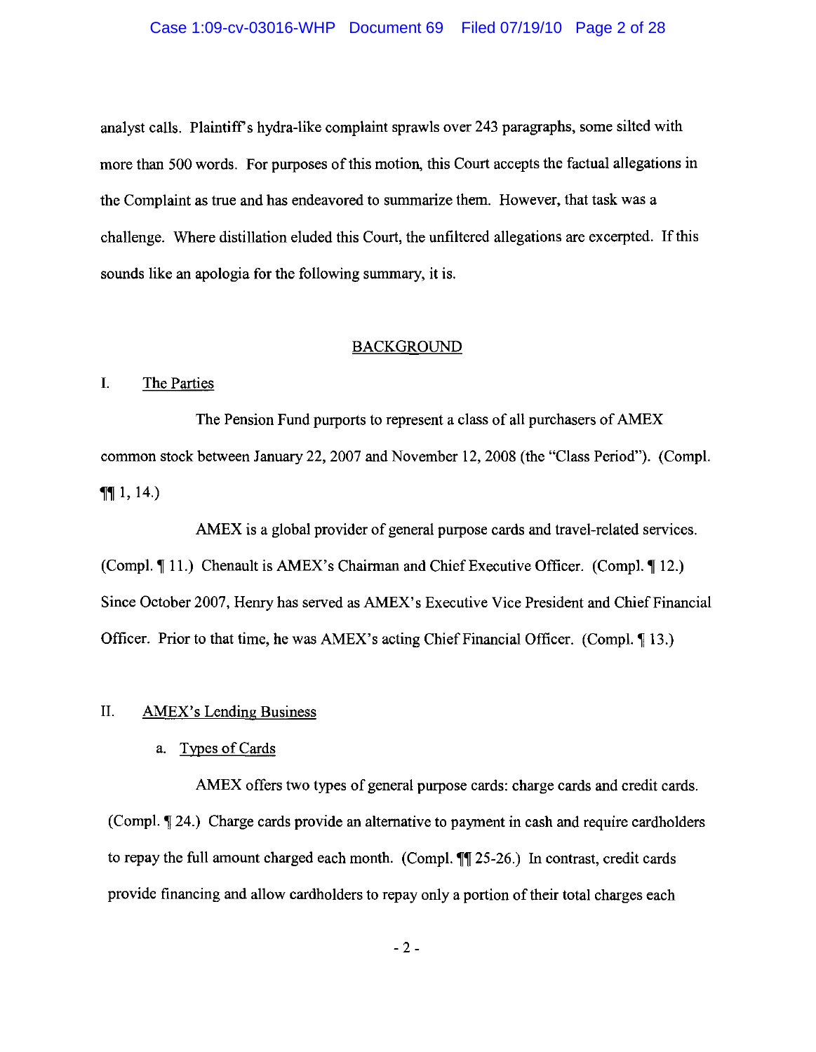analyst calls. Plaintiff's hydra-like complaint sprawls over 243 paragraphs, some silted with more than 500 words. For purposes of this motion, this Court accepts the factual allegations in the Complaint as true and has endeavored to summarize them. However, that task was a challenge. Where distillation eluded this Court, the unfiltered allegations are excerpted. If this sounds like an apologia for the following summary, it is.

## BACKGROUND

### I. The Parties

The Pension Fund purports to represent a class of all purchasers of AMEX common stock between January 22, 2007 and November 12, 2008 (the "Class Period"). (Compl. ¶¶ 1, 14.)

AMEX is a global provider of general purpose cards and travel-related services. (Compl. ¶ 11.) Chenault is AMEX's Chairman and Chief Executive Officer. (Compl. ¶ 12.) Since October 2007, Henry has served as AMEX's Executive Vice President and Chief Financial Officer. Prior to that time, he was AMEX's acting Chief Financial Officer. (Compl. ¶ 13.)

### II. AMEX's Lending Business

#### a. Types of Cards

AMEX offers two types of general purpose cards: charge cards and credit cards. (Compl. ¶ 24.) Charge cards provide an alternative to payment in cash and require cardholders to repay the full amount charged each month. (Compl. ¶¶ 25-26.) In contrast, credit cards provide financing and allow cardholders to repay only a portion of their total charges each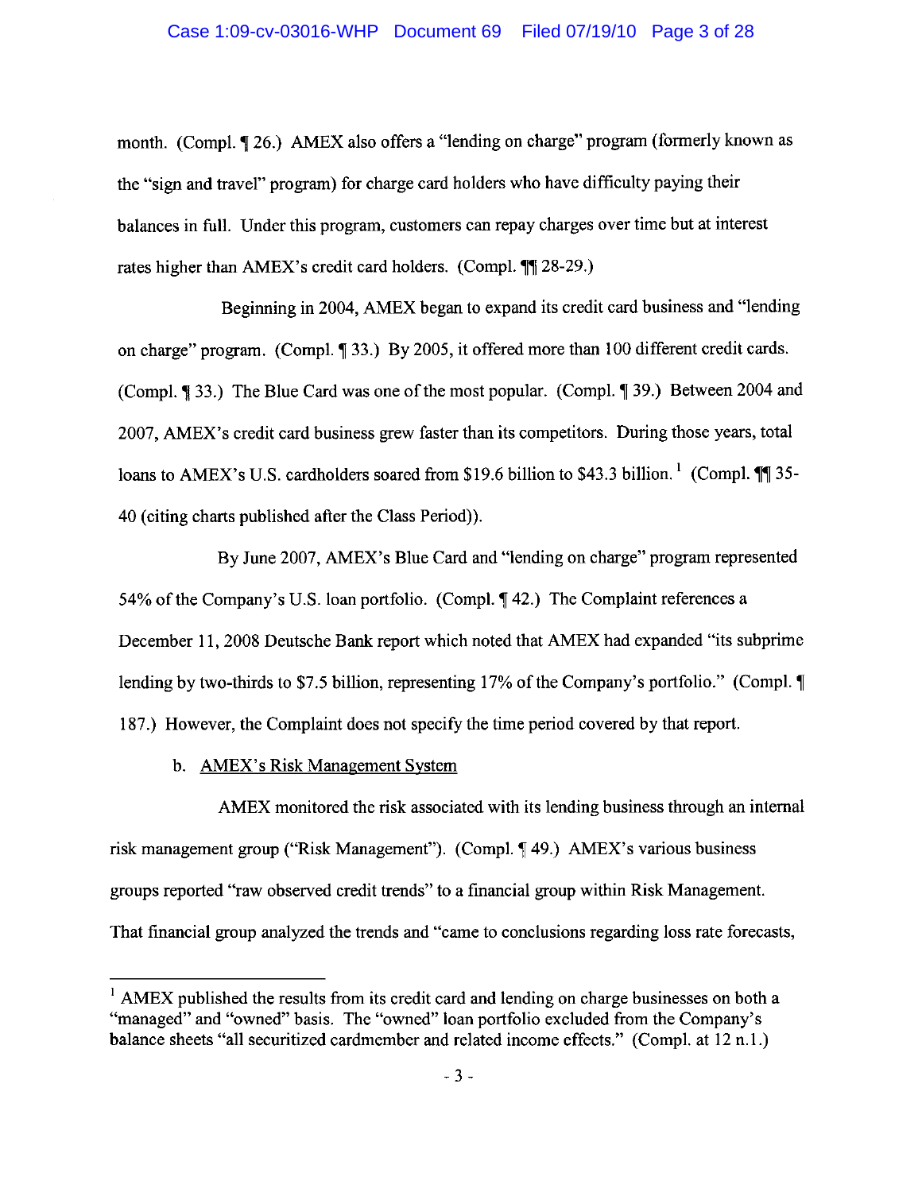month. (Compl. ¶ 26.) AMEX also offers a "lending on charge" program (formerly known as the "sign and travel" program) for charge card holders who have difficulty paying their balances in full. Under this program, customers can repay charges over time but at interest rates higher than AMEX's credit card holders. (Compl. ¶¶ 28-29.)

Beginning in 2004, AMEX began to expand its credit card business and "lending on charge" program. (Compl. ¶ 33.) By 2005, it offered more than 100 different credit cards. (Compl. ¶ 33.) The Blue Card was one of the most popular. (Compl. ¶ 39.) Between 2004 and 2007, AMEX's credit card business grew faster than its competitors. During those years, total loans to AMEX's U.S. cardholders soared from $19.6 billion to $43.3 billion.[1] (Compl. ¶¶ 35-40 (citing charts published after the Class Period)).

By June 2007, AMEX's Blue Card and "lending on charge" program represented 54% of the Company's U.S. loan portfolio. (Compl. ¶ 42.) The Complaint references a December 11, 2008 Deutsche Bank report which noted that AMEX had expanded "its subprime lending by two-thirds to $7.5 billion, representing 17% of the Company's portfolio." (Compl. ¶ 187.) However, the Complaint does not specify the time period covered by that report.

b. AMEX's Risk Management System

AMEX monitored the risk associated with its lending business through an internal risk management group ("Risk Management"). (Compl. ¶ 49.) AMEX's various business groups reported "raw observed credit trends" to a financial group within Risk Management. That financial group analyzed the trends and "came to conclusions regarding loss rate forecasts,

---

[1] AMEX published the results from its credit card and lending on charge businesses on both a "managed" and "owned" basis. The "owned" loan portfolio excluded from the Company's balance sheets "all securitized cardmember and related income effects." (Compl. at 12 n.1.)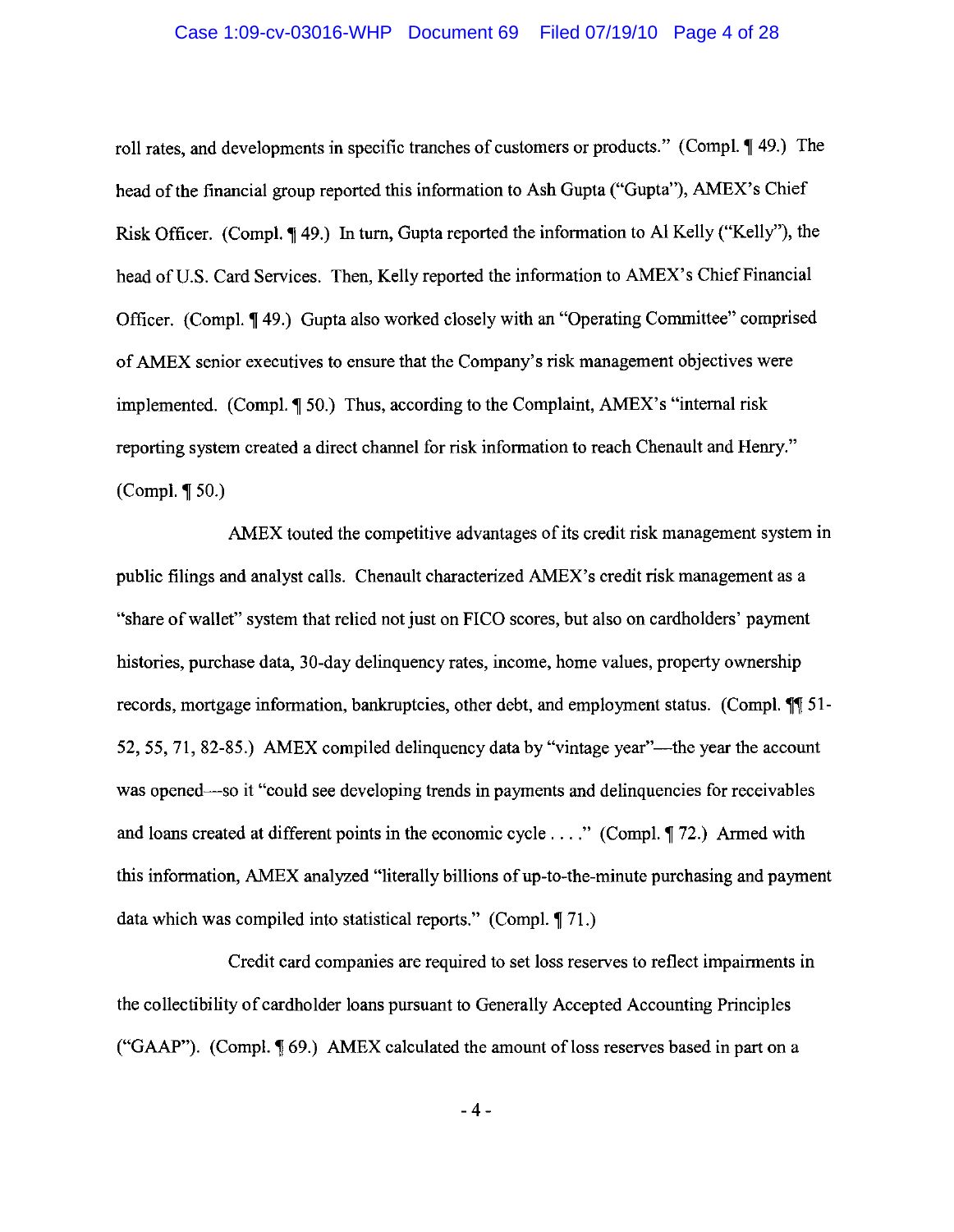roll rates, and developments in specific tranches of customers or products." (Compl. ¶ 49.) The head of the financial group reported this information to Ash Gupta ("Gupta"), AMEX's Chief Risk Officer. (Compl. ¶ 49.) In turn, Gupta reported the information to Al Kelly ("Kelly"), the head of U.S. Card Services. Then, Kelly reported the information to AMEX's Chief Financial Officer. (Compl. ¶ 49.) Gupta also worked closely with an "Operating Committee" comprised of AMEX senior executives to ensure that the Company's risk management objectives were implemented. (Compl. ¶ 50.) Thus, according to the Complaint, AMEX's "internal risk reporting system created a direct channel for risk information to reach Chenault and Henry." (Compl. ¶ 50.)

AMEX touted the competitive advantages of its credit risk management system in public filings and analyst calls. Chenault characterized AMEX's credit risk management as a "share of wallet" system that relied not just on FICO scores, but also on cardholders' payment histories, purchase data, 30-day delinquency rates, income, home values, property ownership records, mortgage information, bankruptcies, other debt, and employment status. (Compl. ¶¶ 51-52, 55, 71, 82-85.) AMEX compiled delinquency data by "vintage year"—the year the account was opened—so it "could see developing trends in payments and delinquencies for receivables and loans created at different points in the economic cycle . . . ." (Compl. ¶ 72.) Armed with this information, AMEX analyzed "literally billions of up-to-the-minute purchasing and payment data which was compiled into statistical reports." (Compl. ¶ 71.)

Credit card companies are required to set loss reserves to reflect impairments in the collectibility of cardholder loans pursuant to Generally Accepted Accounting Principles ("GAAP"). (Compl. ¶ 69.) AMEX calculated the amount of loss reserves based in part on a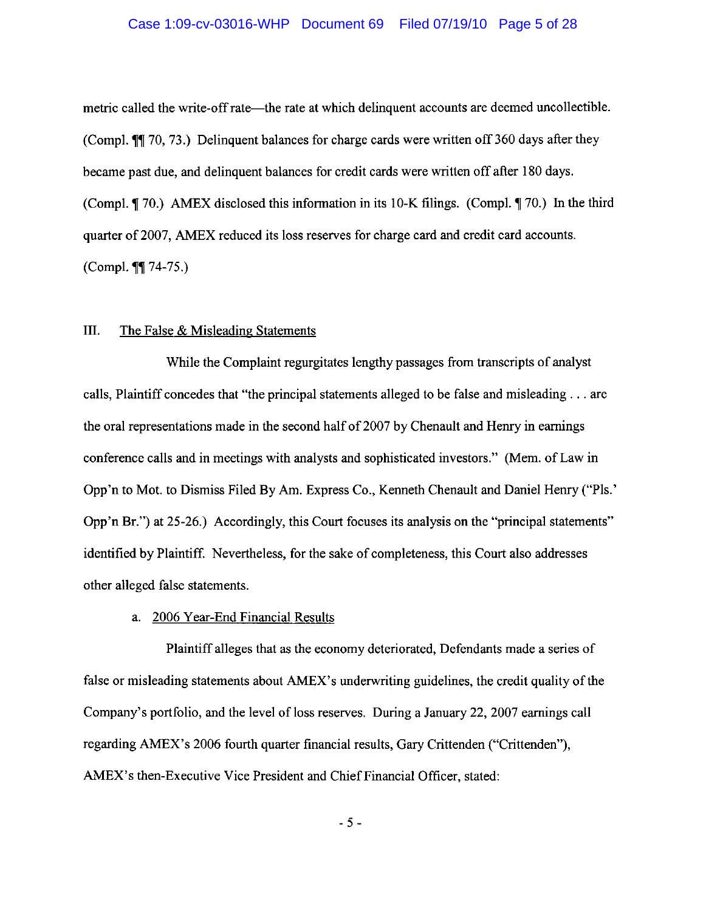metric called the write-off rate—the rate at which delinquent accounts are deemed uncollectible. (Compl. ¶¶ 70, 73.) Delinquent balances for charge cards were written off 360 days after they became past due, and delinquent balances for credit cards were written off after 180 days. (Compl. ¶ 70.) AMEX disclosed this information in its 10-K filings. (Compl. ¶ 70.) In the third quarter of 2007, AMEX reduced its loss reserves for charge card and credit card accounts. (Compl. ¶¶ 74-75.)

## III. The False & Misleading Statements

While the Complaint regurgitates lengthy passages from transcripts of analyst calls, Plaintiff concedes that "the principal statements alleged to be false and misleading . . . are the oral representations made in the second half of 2007 by Chenault and Henry in earnings conference calls and in meetings with analysts and sophisticated investors." (Mem. of Law in Opp'n to Mot. to Dismiss Filed By Am. Express Co., Kenneth Chenault and Daniel Henry ("Pls.' Opp'n Br.") at 25-26.) Accordingly, this Court focuses its analysis on the "principal statements" identified by Plaintiff. Nevertheless, for the sake of completeness, this Court also addresses other alleged false statements.

### a. 2006 Year-End Financial Results

Plaintiff alleges that as the economy deteriorated, Defendants made a series of false or misleading statements about AMEX's underwriting guidelines, the credit quality of the Company's portfolio, and the level of loss reserves. During a January 22, 2007 earnings call regarding AMEX's 2006 fourth quarter financial results, Gary Crittenden ("Crittenden"), AMEX's then-Executive Vice President and Chief Financial Officer, stated: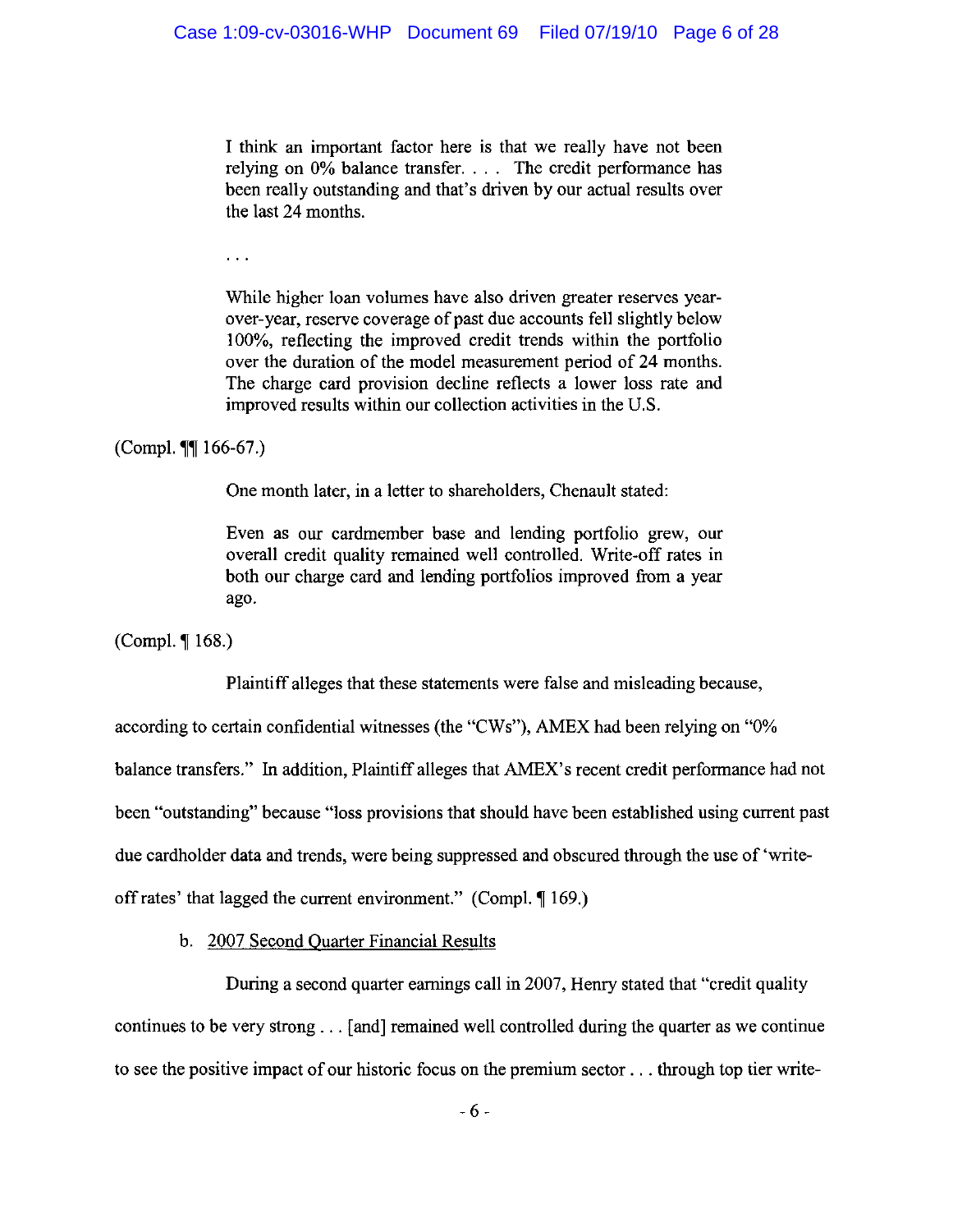> I think an important factor here is that we really have not been relying on 0% balance transfer. . . . The credit performance has been really outstanding and that's driven by our actual results over the last 24 months.
>
> . . .
>
> While higher loan volumes have also driven greater reserves year-over-year, reserve coverage of past due accounts fell slightly below 100%, reflecting the improved credit trends within the portfolio over the duration of the model measurement period of 24 months. The charge card provision decline reflects a lower loss rate and improved results within our collection activities in the U.S.

(Compl. ¶¶ 166-67.)

One month later, in a letter to shareholders, Chenault stated:

> Even as our cardmember base and lending portfolio grew, our overall credit quality remained well controlled. Write-off rates in both our charge card and lending portfolios improved from a year ago.

(Compl. ¶ 168.)

Plaintiff alleges that these statements were false and misleading because, according to certain confidential witnesses (the "CWs"), AMEX had been relying on "0% balance transfers." In addition, Plaintiff alleges that AMEX's recent credit performance had not been "outstanding" because "loss provisions that should have been established using current past due cardholder data and trends, were being suppressed and obscured through the use of 'write-off rates' that lagged the current environment." (Compl. ¶ 169.)

b. <u>2007 Second Quarter Financial Results</u>

During a second quarter earnings call in 2007, Henry stated that "credit quality continues to be very strong . . . [and] remained well controlled during the quarter as we continue to see the positive impact of our historic focus on the premium sector . . . through top tier write-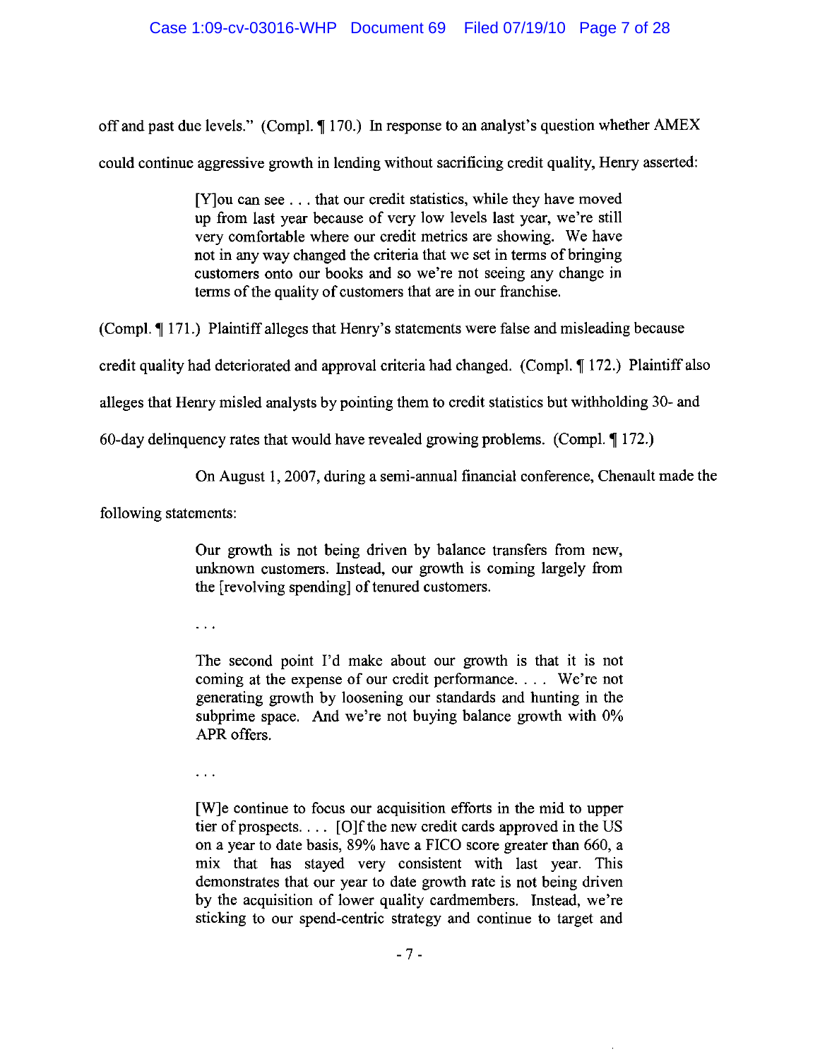off and past due levels." (Compl. ¶ 170.) In response to an analyst's question whether AMEX could continue aggressive growth in lending without sacrificing credit quality, Henry asserted:

> [Y]ou can see . . . that our credit statistics, while they have moved up from last year because of very low levels last year, we're still very comfortable where our credit metrics are showing. We have not in any way changed the criteria that we set in terms of bringing customers onto our books and so we're not seeing any change in terms of the quality of customers that are in our franchise.

(Compl. ¶ 171.) Plaintiff alleges that Henry's statements were false and misleading because credit quality had deteriorated and approval criteria had changed. (Compl. ¶ 172.) Plaintiff also alleges that Henry misled analysts by pointing them to credit statistics but withholding 30- and 60-day delinquency rates that would have revealed growing problems. (Compl. ¶ 172.)

On August 1, 2007, during a semi-annual financial conference, Chenault made the following statements:

> Our growth is not being driven by balance transfers from new, unknown customers. Instead, our growth is coming largely from the [revolving spending] of tenured customers.
>
> . . .
>
> The second point I'd make about our growth is that it is not coming at the expense of our credit performance. . . . We're not generating growth by loosening our standards and hunting in the subprime space. And we're not buying balance growth with 0% APR offers.
>
> . . .
>
> [W]e continue to focus our acquisition efforts in the mid to upper tier of prospects. . . . [O]f the new credit cards approved in the US on a year to date basis, 89% have a FICO score greater than 660, a mix that has stayed very consistent with last year. This demonstrates that our year to date growth rate is not being driven by the acquisition of lower quality cardmembers. Instead, we're sticking to our spend-centric strategy and continue to target and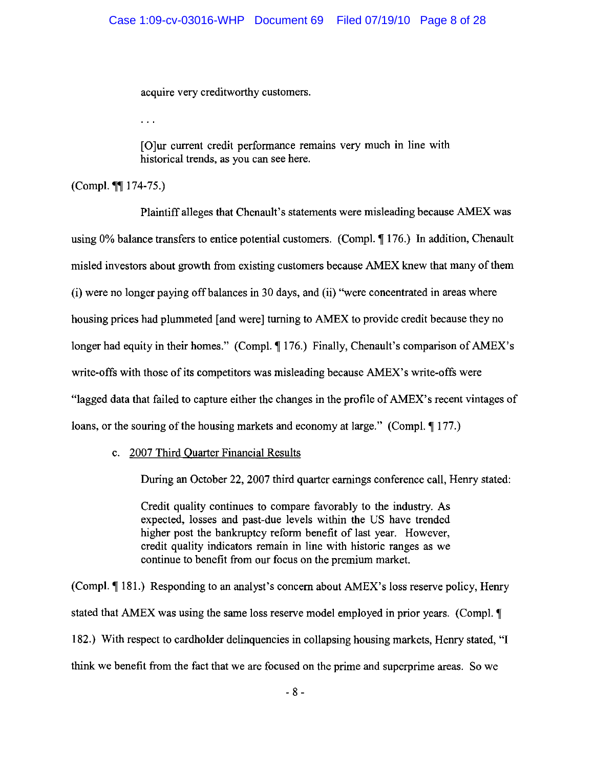> acquire very creditworthy customers.
>
> . . .
>
> [O]ur current credit performance remains very much in line with historical trends, as you can see here.

(Compl. ¶¶ 174-75.)

Plaintiff alleges that Chenault's statements were misleading because AMEX was using 0% balance transfers to entice potential customers. (Compl. ¶ 176.) In addition, Chenault misled investors about growth from existing customers because AMEX knew that many of them (i) were no longer paying off balances in 30 days, and (ii) "were concentrated in areas where housing prices had plummeted [and were] turning to AMEX to provide credit because they no longer had equity in their homes." (Compl. ¶ 176.) Finally, Chenault's comparison of AMEX's write-offs with those of its competitors was misleading because AMEX's write-offs were "lagged data that failed to capture either the changes in the profile of AMEX's recent vintages of loans, or the souring of the housing markets and economy at large." (Compl. ¶ 177.)

c. <u>2007 Third Quarter Financial Results</u>

During an October 22, 2007 third quarter earnings conference call, Henry stated:

> Credit quality continues to compare favorably to the industry. As expected, losses and past-due levels within the US have trended higher post the bankruptcy reform benefit of last year. However, credit quality indicators remain in line with historic ranges as we continue to benefit from our focus on the premium market.

(Compl. ¶ 181.) Responding to an analyst's concern about AMEX's loss reserve policy, Henry stated that AMEX was using the same loss reserve model employed in prior years. (Compl. ¶ 182.) With respect to cardholder delinquencies in collapsing housing markets, Henry stated, "I think we benefit from the fact that we are focused on the prime and superprime areas. So we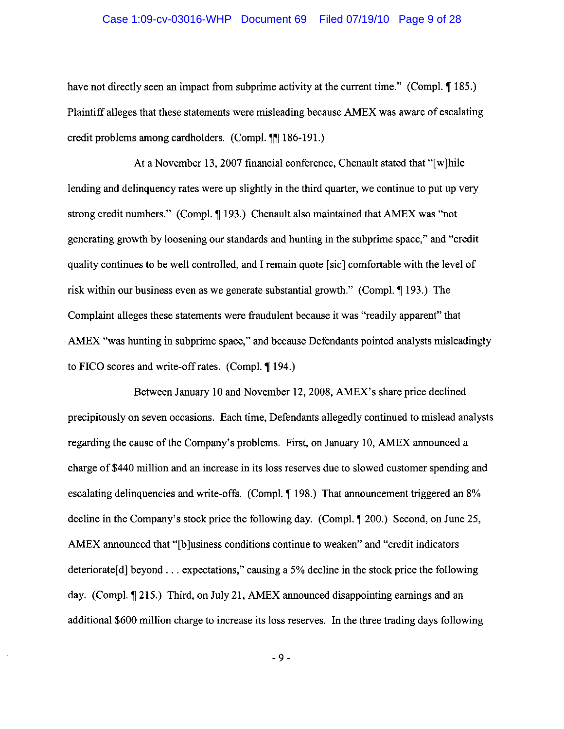have not directly seen an impact from subprime activity at the current time." (Compl. ¶ 185.) Plaintiff alleges that these statements were misleading because AMEX was aware of escalating credit problems among cardholders. (Compl. ¶¶ 186-191.)

At a November 13, 2007 financial conference, Chenault stated that "[w]hile lending and delinquency rates were up slightly in the third quarter, we continue to put up very strong credit numbers." (Compl. ¶ 193.) Chenault also maintained that AMEX was "not generating growth by loosening our standards and hunting in the subprime space," and "credit quality continues to be well controlled, and I remain quote [sic] comfortable with the level of risk within our business even as we generate substantial growth." (Compl. ¶ 193.) The Complaint alleges these statements were fraudulent because it was "readily apparent" that AMEX "was hunting in subprime space," and because Defendants pointed analysts misleadingly to FICO scores and write-off rates. (Compl. ¶ 194.)

Between January 10 and November 12, 2008, AMEX's share price declined precipitously on seven occasions. Each time, Defendants allegedly continued to mislead analysts regarding the cause of the Company's problems. First, on January 10, AMEX announced a charge of $440 million and an increase in its loss reserves due to slowed customer spending and escalating delinquencies and write-offs. (Compl. ¶ 198.) That announcement triggered an 8% decline in the Company's stock price the following day. (Compl. ¶ 200.) Second, on June 25, AMEX announced that "[b]usiness conditions continue to weaken" and "credit indicators deteriorate[d] beyond . . . expectations," causing a 5% decline in the stock price the following day. (Compl. ¶ 215.) Third, on July 21, AMEX announced disappointing earnings and an additional $600 million charge to increase its loss reserves. In the three trading days following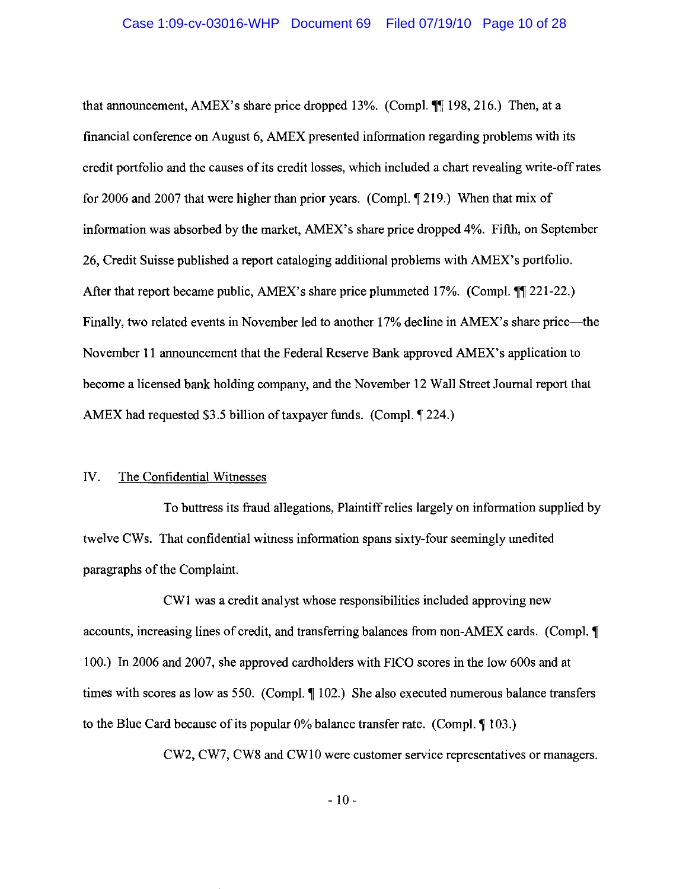that announcement, AMEX's share price dropped 13%. (Compl. ¶¶ 198, 216.) Then, at a financial conference on August 6, AMEX presented information regarding problems with its credit portfolio and the causes of its credit losses, which included a chart revealing write-off rates for 2006 and 2007 that were higher than prior years. (Compl. ¶ 219.) When that mix of information was absorbed by the market, AMEX's share price dropped 4%. Fifth, on September 26, Credit Suisse published a report cataloging additional problems with AMEX's portfolio. After that report became public, AMEX's share price plummeted 17%. (Compl. ¶¶ 221-22.) Finally, two related events in November led to another 17% decline in AMEX's share price—the November 11 announcement that the Federal Reserve Bank approved AMEX's application to become a licensed bank holding company, and the November 12 Wall Street Journal report that AMEX had requested $3.5 billion of taxpayer funds. (Compl. ¶ 224.)

## IV. The Confidential Witnesses

To buttress its fraud allegations, Plaintiff relies largely on information supplied by twelve CWs. That confidential witness information spans sixty-four seemingly unedited paragraphs of the Complaint.

CW1 was a credit analyst whose responsibilities included approving new accounts, increasing lines of credit, and transferring balances from non-AMEX cards. (Compl. ¶ 100.) In 2006 and 2007, she approved cardholders with FICO scores in the low 600s and at times with scores as low as 550. (Compl. ¶ 102.) She also executed numerous balance transfers to the Blue Card because of its popular 0% balance transfer rate. (Compl. ¶ 103.)

CW2, CW7, CW8 and CW10 were customer service representatives or managers.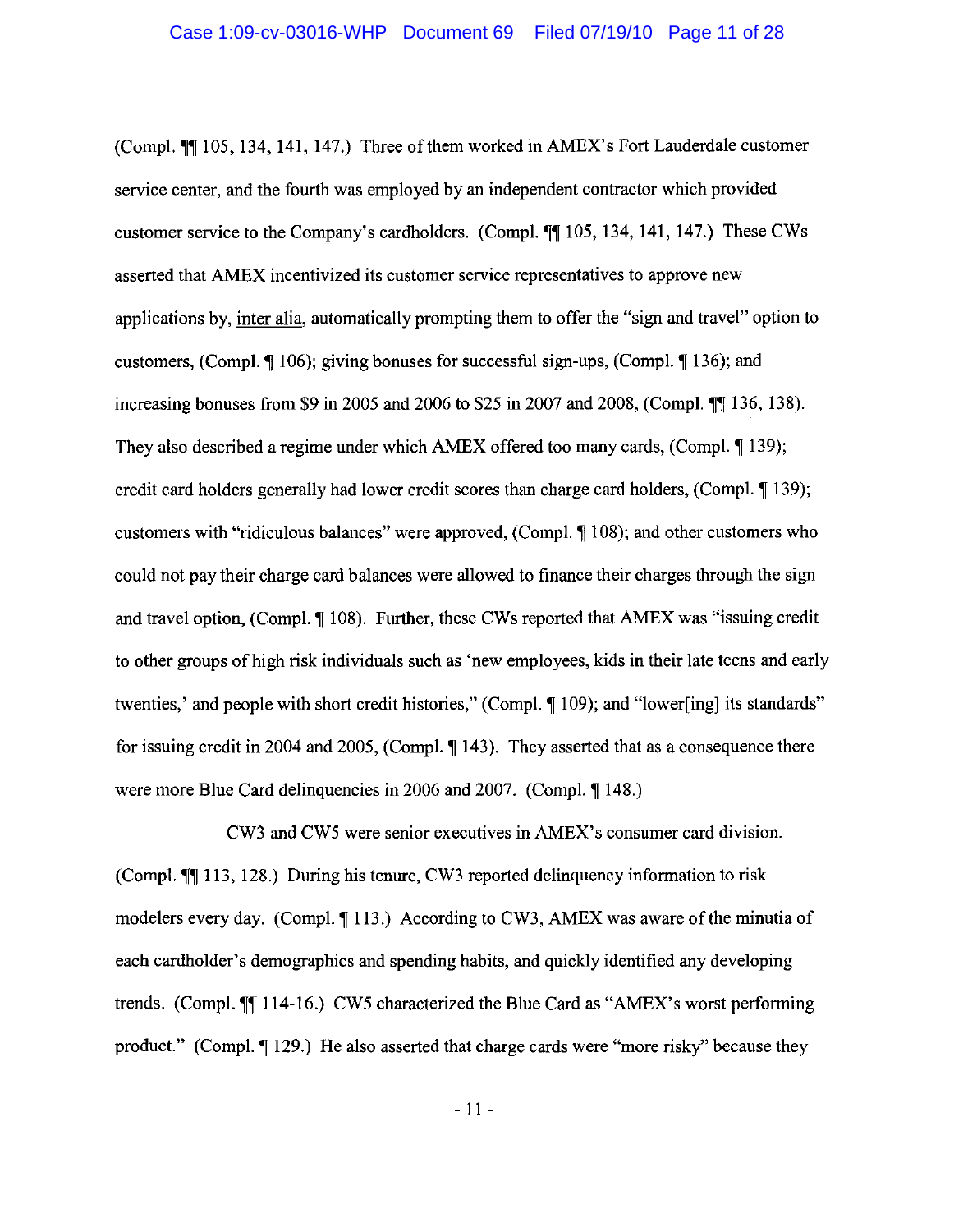(Compl. ¶¶ 105, 134, 141, 147.) Three of them worked in AMEX's Fort Lauderdale customer service center, and the fourth was employed by an independent contractor which provided customer service to the Company's cardholders. (Compl. ¶¶ 105, 134, 141, 147.) These CWs asserted that AMEX incentivized its customer service representatives to approve new applications by, inter alia, automatically prompting them to offer the "sign and travel" option to customers, (Compl. ¶ 106); giving bonuses for successful sign-ups, (Compl. ¶ 136); and increasing bonuses from $9 in 2005 and 2006 to $25 in 2007 and 2008, (Compl. ¶¶ 136, 138). They also described a regime under which AMEX offered too many cards, (Compl. ¶ 139); credit card holders generally had lower credit scores than charge card holders, (Compl. ¶ 139); customers with "ridiculous balances" were approved, (Compl. ¶ 108); and other customers who could not pay their charge card balances were allowed to finance their charges through the sign and travel option, (Compl. ¶ 108). Further, these CWs reported that AMEX was "issuing credit to other groups of high risk individuals such as 'new employees, kids in their late teens and early twenties,' and people with short credit histories," (Compl. ¶ 109); and "lower[ing] its standards" for issuing credit in 2004 and 2005, (Compl. ¶ 143). They asserted that as a consequence there were more Blue Card delinquencies in 2006 and 2007. (Compl. ¶ 148.)

CW3 and CW5 were senior executives in AMEX's consumer card division. (Compl. ¶¶ 113, 128.) During his tenure, CW3 reported delinquency information to risk modelers every day. (Compl. ¶ 113.) According to CW3, AMEX was aware of the minutia of each cardholder's demographics and spending habits, and quickly identified any developing trends. (Compl. ¶¶ 114-16.) CW5 characterized the Blue Card as "AMEX's worst performing product." (Compl. ¶ 129.) He also asserted that charge cards were "more risky" because they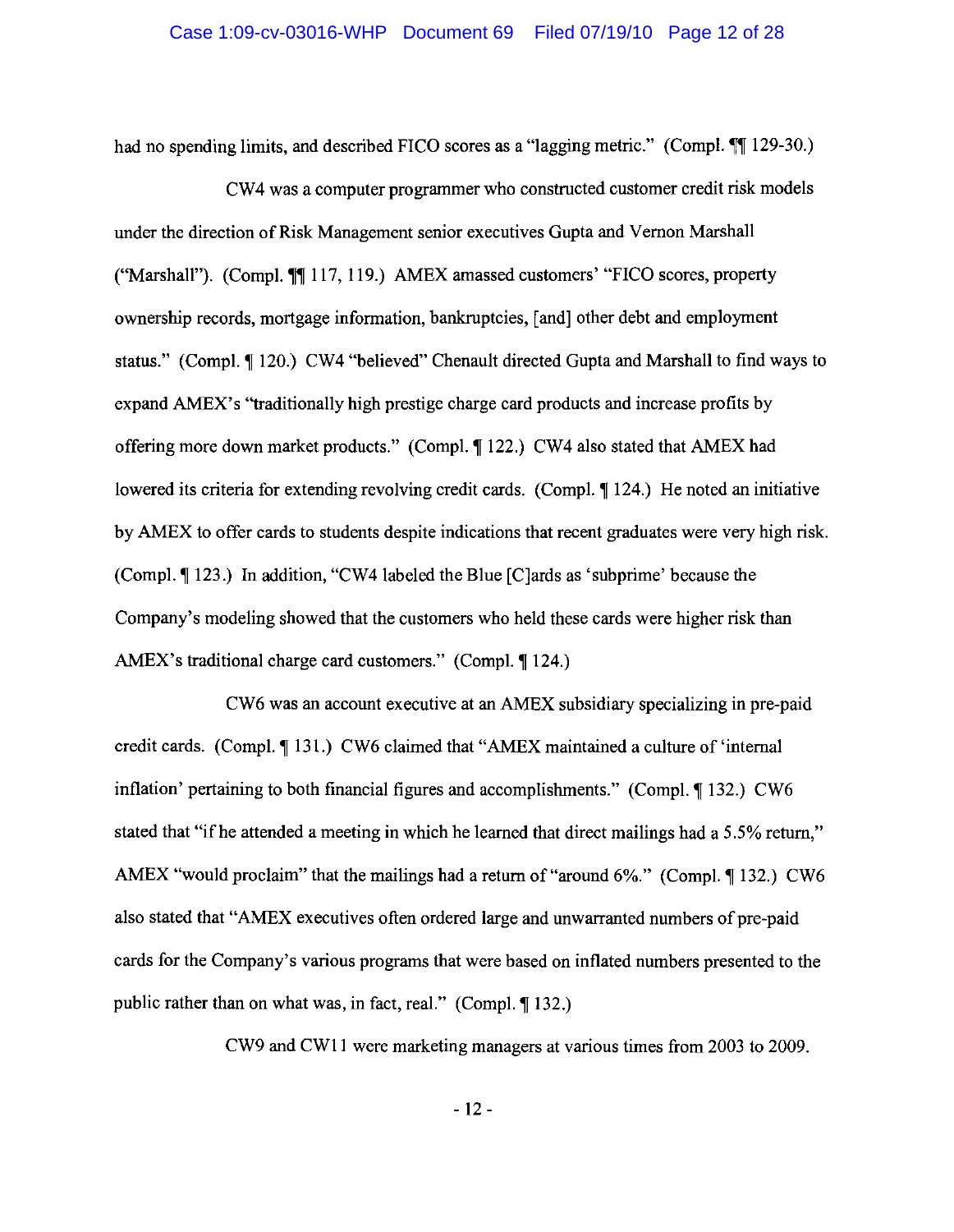had no spending limits, and described FICO scores as a "lagging metric." (Compl. ¶¶ 129-30.)

CW4 was a computer programmer who constructed customer credit risk models under the direction of Risk Management senior executives Gupta and Vernon Marshall ("Marshall"). (Compl. ¶¶ 117, 119.) AMEX amassed customers' "FICO scores, property ownership records, mortgage information, bankruptcies, [and] other debt and employment status." (Compl. ¶ 120.) CW4 "believed" Chenault directed Gupta and Marshall to find ways to expand AMEX's "traditionally high prestige charge card products and increase profits by offering more down market products." (Compl. ¶ 122.) CW4 also stated that AMEX had lowered its criteria for extending revolving credit cards. (Compl. ¶ 124.) He noted an initiative by AMEX to offer cards to students despite indications that recent graduates were very high risk. (Compl. ¶ 123.) In addition, "CW4 labeled the Blue [C]ards as 'subprime' because the Company's modeling showed that the customers who held these cards were higher risk than AMEX's traditional charge card customers." (Compl. ¶ 124.)

CW6 was an account executive at an AMEX subsidiary specializing in pre-paid credit cards. (Compl. ¶ 131.) CW6 claimed that "AMEX maintained a culture of 'internal inflation' pertaining to both financial figures and accomplishments." (Compl. ¶ 132.) CW6 stated that "if he attended a meeting in which he learned that direct mailings had a 5.5% return," AMEX "would proclaim" that the mailings had a return of "around 6%." (Compl. ¶ 132.) CW6 also stated that "AMEX executives often ordered large and unwarranted numbers of pre-paid cards for the Company's various programs that were based on inflated numbers presented to the public rather than on what was, in fact, real." (Compl. ¶ 132.)

CW9 and CW11 were marketing managers at various times from 2003 to 2009.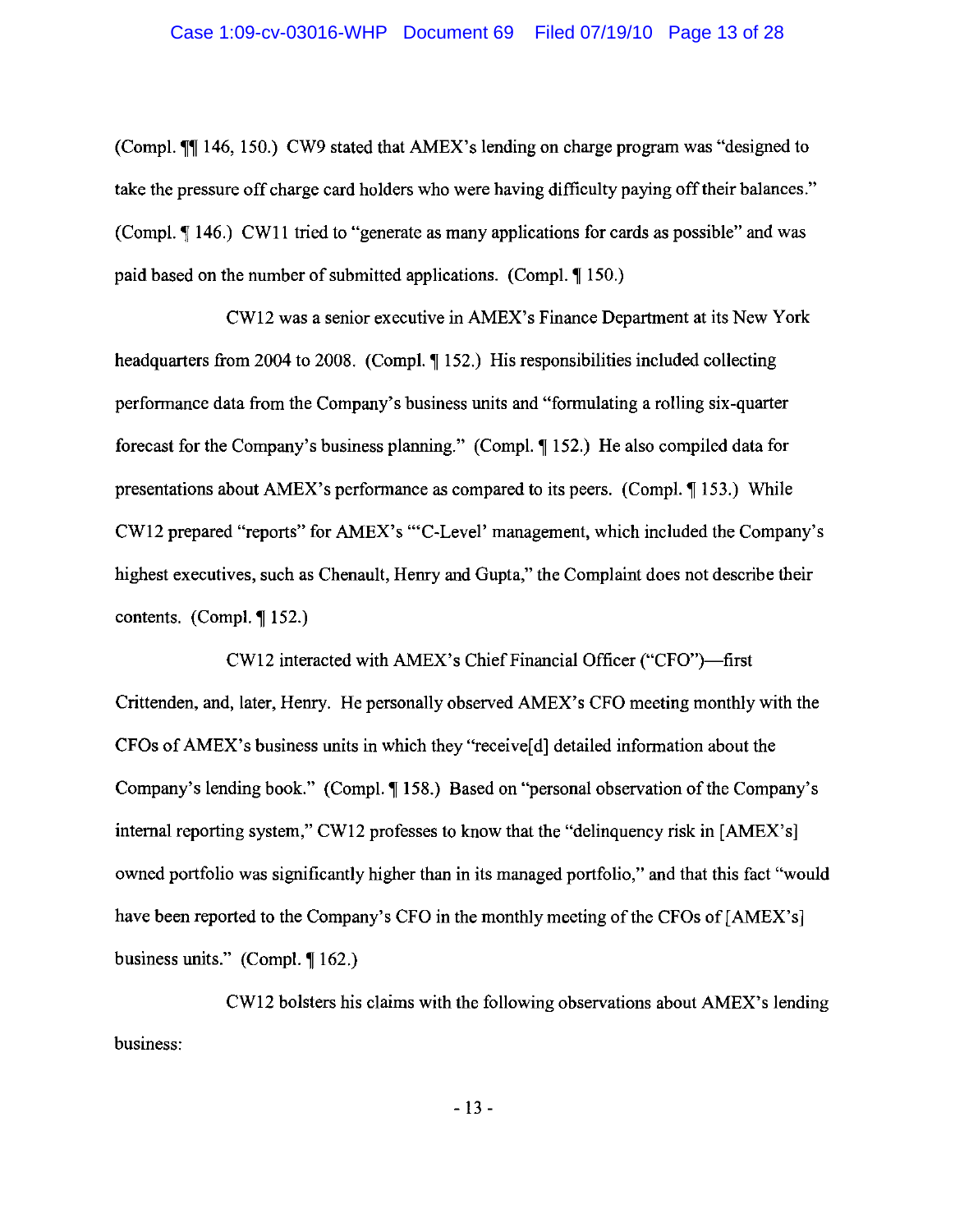(Compl. ¶¶ 146, 150.) CW9 stated that AMEX's lending on charge program was "designed to take the pressure off charge card holders who were having difficulty paying off their balances." (Compl. ¶ 146.) CW11 tried to "generate as many applications for cards as possible" and was paid based on the number of submitted applications. (Compl. ¶ 150.)

CW12 was a senior executive in AMEX's Finance Department at its New York headquarters from 2004 to 2008. (Compl. ¶ 152.) His responsibilities included collecting performance data from the Company's business units and "formulating a rolling six-quarter forecast for the Company's business planning." (Compl. ¶ 152.) He also compiled data for presentations about AMEX's performance as compared to its peers. (Compl. ¶ 153.) While CW12 prepared "reports" for AMEX's "'C-Level' management, which included the Company's highest executives, such as Chenault, Henry and Gupta," the Complaint does not describe their contents. (Compl. ¶ 152.)

CW12 interacted with AMEX's Chief Financial Officer ("CFO")—first Crittenden, and, later, Henry. He personally observed AMEX's CFO meeting monthly with the CFOs of AMEX's business units in which they "receive[d] detailed information about the Company's lending book." (Compl. ¶ 158.) Based on "personal observation of the Company's internal reporting system," CW12 professes to know that the "delinquency risk in [AMEX's] owned portfolio was significantly higher than in its managed portfolio," and that this fact "would have been reported to the Company's CFO in the monthly meeting of the CFOs of [AMEX's] business units." (Compl. ¶ 162.)

CW12 bolsters his claims with the following observations about AMEX's lending business: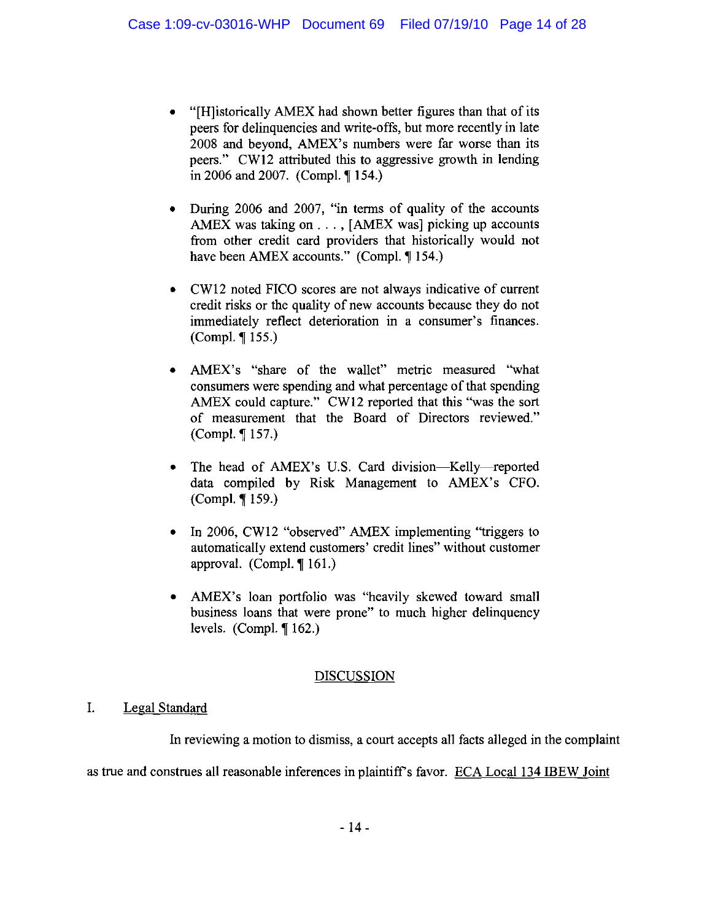- "[H]istorically AMEX had shown better figures than that of its peers for delinquencies and write-offs, but more recently in late 2008 and beyond, AMEX's numbers were far worse than its peers." CW12 attributed this to aggressive growth in lending in 2006 and 2007. (Compl. ¶ 154.)

- During 2006 and 2007, "in terms of quality of the accounts AMEX was taking on . . . , [AMEX was] picking up accounts from other credit card providers that historically would not have been AMEX accounts." (Compl. ¶ 154.)

- CW12 noted FICO scores are not always indicative of current credit risks or the quality of new accounts because they do not immediately reflect deterioration in a consumer's finances. (Compl. ¶ 155.)

- AMEX's "share of the wallet" metric measured "what consumers were spending and what percentage of that spending AMEX could capture." CW12 reported that this "was the sort of measurement that the Board of Directors reviewed." (Compl. ¶ 157.)

- The head of AMEX's U.S. Card division—Kelly—reported data compiled by Risk Management to AMEX's CFO. (Compl. ¶ 159.)

- In 2006, CW12 "observed" AMEX implementing "triggers to automatically extend customers' credit lines" without customer approval. (Compl. ¶ 161.)

- AMEX's loan portfolio was "heavily skewed toward small business loans that were prone" to much higher delinquency levels. (Compl. ¶ 162.)

## DISCUSSION

### I. Legal Standard

In reviewing a motion to dismiss, a court accepts all facts alleged in the complaint as true and construes all reasonable inferences in plaintiff's favor. ECA Local 134 IBEW Joint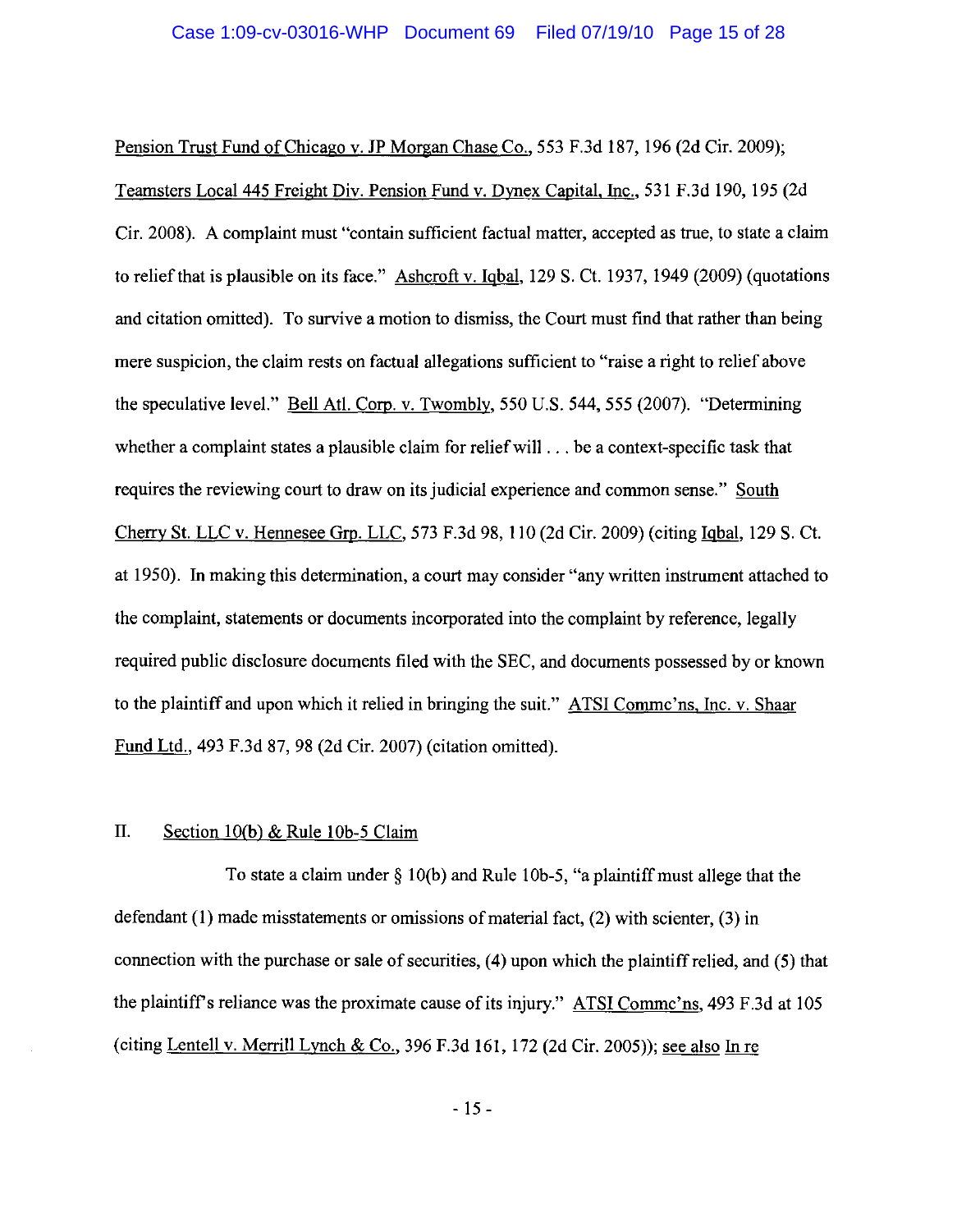Pension Trust Fund of Chicago v. JP Morgan Chase Co., 553 F.3d 187, 196 (2d Cir. 2009); Teamsters Local 445 Freight Div. Pension Fund v. Dynex Capital, Inc., 531 F.3d 190, 195 (2d Cir. 2008). A complaint must "contain sufficient factual matter, accepted as true, to state a claim to relief that is plausible on its face." Ashcroft v. Iqbal, 129 S. Ct. 1937, 1949 (2009) (quotations and citation omitted). To survive a motion to dismiss, the Court must find that rather than being mere suspicion, the claim rests on factual allegations sufficient to "raise a right to relief above the speculative level." Bell Atl. Corp. v. Twombly, 550 U.S. 544, 555 (2007). "Determining whether a complaint states a plausible claim for relief will . . . be a context-specific task that requires the reviewing court to draw on its judicial experience and common sense." South Cherry St. LLC v. Hennesee Grp. LLC, 573 F.3d 98, 110 (2d Cir. 2009) (citing Iqbal, 129 S. Ct. at 1950). In making this determination, a court may consider "any written instrument attached to the complaint, statements or documents incorporated into the complaint by reference, legally required public disclosure documents filed with the SEC, and documents possessed by or known to the plaintiff and upon which it relied in bringing the suit." ATSI Commc'ns, Inc. v. Shaar Fund Ltd., 493 F.3d 87, 98 (2d Cir. 2007) (citation omitted).

## II. Section 10(b) & Rule 10b-5 Claim

To state a claim under § 10(b) and Rule 10b-5, "a plaintiff must allege that the defendant (1) made misstatements or omissions of material fact, (2) with scienter, (3) in connection with the purchase or sale of securities, (4) upon which the plaintiff relied, and (5) that the plaintiff's reliance was the proximate cause of its injury." ATSI Commc'ns, 493 F.3d at 105 (citing Lentell v. Merrill Lynch & Co., 396 F.3d 161, 172 (2d Cir. 2005)); see also In re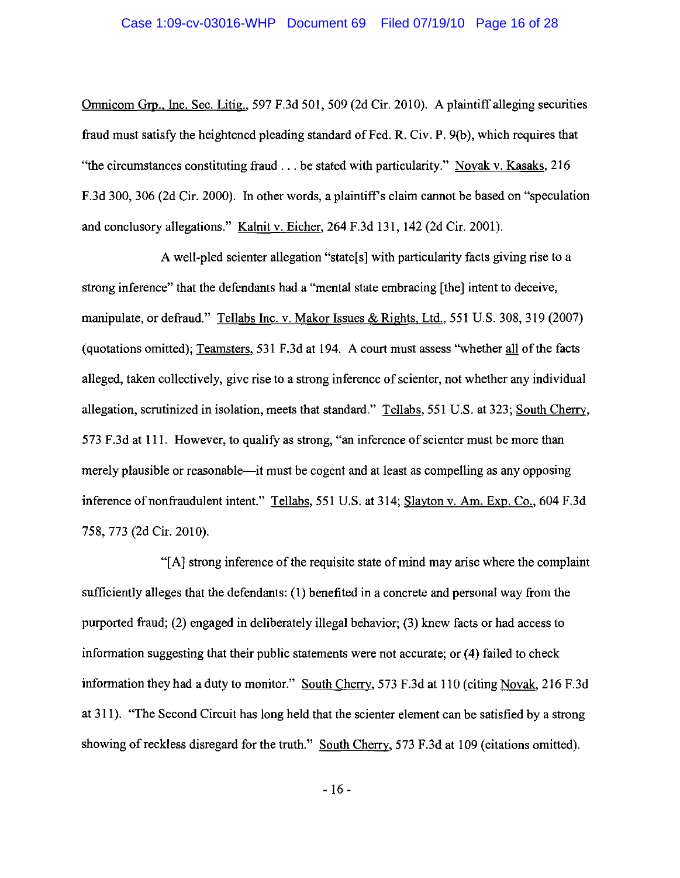Omnicom Grp., Inc. Sec. Litig., 597 F.3d 501, 509 (2d Cir. 2010). A plaintiff alleging securities fraud must satisfy the heightened pleading standard of Fed. R. Civ. P. 9(b), which requires that "the circumstances constituting fraud . . . be stated with particularity." Novak v. Kasaks, 216 F.3d 300, 306 (2d Cir. 2000). In other words, a plaintiff's claim cannot be based on "speculation and conclusory allegations." Kalnit v. Eicher, 264 F.3d 131, 142 (2d Cir. 2001).

A well-pled scienter allegation "state[s] with particularity facts giving rise to a strong inference" that the defendants had a "mental state embracing [the] intent to deceive, manipulate, or defraud." Tellabs Inc. v. Makor Issues & Rights, Ltd., 551 U.S. 308, 319 (2007) (quotations omitted); Teamsters, 531 F.3d at 194. A court must assess "whether all of the facts alleged, taken collectively, give rise to a strong inference of scienter, not whether any individual allegation, scrutinized in isolation, meets that standard." Tellabs, 551 U.S. at 323; South Cherry, 573 F.3d at 111. However, to qualify as strong, "an inference of scienter must be more than merely plausible or reasonable—it must be cogent and at least as compelling as any opposing inference of nonfraudulent intent." Tellabs, 551 U.S. at 314; Slayton v. Am. Exp. Co., 604 F.3d 758, 773 (2d Cir. 2010).

"[A] strong inference of the requisite state of mind may arise where the complaint sufficiently alleges that the defendants: (1) benefited in a concrete and personal way from the purported fraud; (2) engaged in deliberately illegal behavior; (3) knew facts or had access to information suggesting that their public statements were not accurate; or (4) failed to check information they had a duty to monitor." South Cherry, 573 F.3d at 110 (citing Novak, 216 F.3d at 311). "The Second Circuit has long held that the scienter element can be satisfied by a strong showing of reckless disregard for the truth." South Cherry, 573 F.3d at 109 (citations omitted).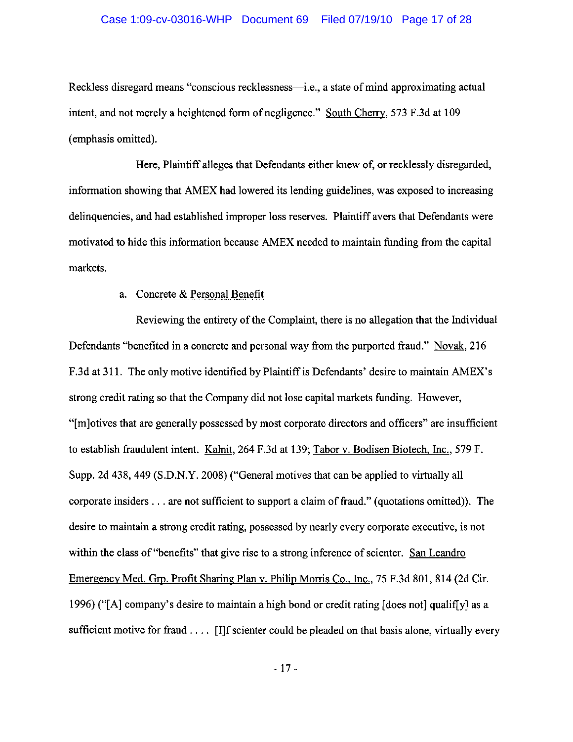Reckless disregard means "conscious recklessness—i.e., a state of mind approximating actual intent, and not merely a heightened form of negligence." South Cherry, 573 F.3d at 109 (emphasis omitted).

Here, Plaintiff alleges that Defendants either knew of, or recklessly disregarded, information showing that AMEX had lowered its lending guidelines, was exposed to increasing delinquencies, and had established improper loss reserves. Plaintiff avers that Defendants were motivated to hide this information because AMEX needed to maintain funding from the capital markets.

a. Concrete & Personal Benefit

Reviewing the entirety of the Complaint, there is no allegation that the Individual Defendants "benefited in a concrete and personal way from the purported fraud." Novak, 216 F.3d at 311. The only motive identified by Plaintiff is Defendants' desire to maintain AMEX's strong credit rating so that the Company did not lose capital markets funding. However, "[m]otives that are generally possessed by most corporate directors and officers" are insufficient to establish fraudulent intent. Kalnit, 264 F.3d at 139; Tabor v. Bodisen Biotech, Inc., 579 F. Supp. 2d 438, 449 (S.D.N.Y. 2008) ("General motives that can be applied to virtually all corporate insiders . . . are not sufficient to support a claim of fraud." (quotations omitted)). The desire to maintain a strong credit rating, possessed by nearly every corporate executive, is not within the class of "benefits" that give rise to a strong inference of scienter. San Leandro Emergency Med. Grp. Profit Sharing Plan v. Philip Morris Co., Inc., 75 F.3d 801, 814 (2d Cir. 1996) ("[A] company's desire to maintain a high bond or credit rating [does not] qualif[y] as a sufficient motive for fraud . . . . [I]f scienter could be pleaded on that basis alone, virtually every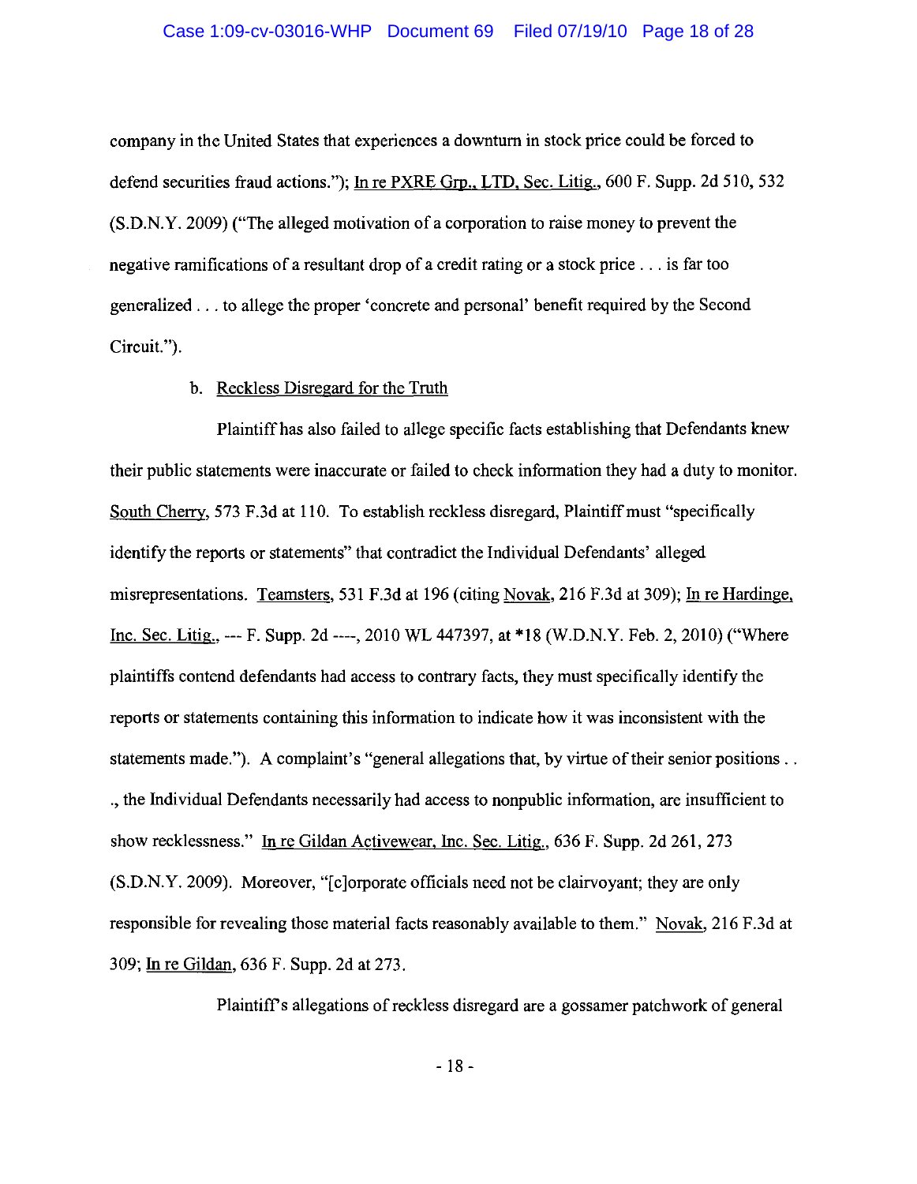company in the United States that experiences a downturn in stock price could be forced to defend securities fraud actions."); In re PXRE Grp., LTD. Sec. Litig., 600 F. Supp. 2d 510, 532 (S.D.N.Y. 2009) ("The alleged motivation of a corporation to raise money to prevent the negative ramifications of a resultant drop of a credit rating or a stock price . . . is far too generalized . . . to allege the proper 'concrete and personal' benefit required by the Second Circuit.").

b. Reckless Disregard for the Truth

Plaintiff has also failed to allege specific facts establishing that Defendants knew their public statements were inaccurate or failed to check information they had a duty to monitor. South Cherry, 573 F.3d at 110. To establish reckless disregard, Plaintiff must "specifically identify the reports or statements" that contradict the Individual Defendants' alleged misrepresentations. Teamsters, 531 F.3d at 196 (citing Novak, 216 F.3d at 309); In re Hardinge, Inc. Sec. Litig., --- F. Supp. 2d ----, 2010 WL 447397, at *18 (W.D.N.Y. Feb. 2, 2010) ("Where plaintiffs contend defendants had access to contrary facts, they must specifically identify the reports or statements containing this information to indicate how it was inconsistent with the statements made."). A complaint's "general allegations that, by virtue of their senior positions . . ., the Individual Defendants necessarily had access to nonpublic information, are insufficient to show recklessness." In re Gildan Activewear, Inc. Sec. Litig., 636 F. Supp. 2d 261, 273 (S.D.N.Y. 2009). Moreover, "[c]orporate officials need not be clairvoyant; they are only responsible for revealing those material facts reasonably available to them." Novak, 216 F.3d at 309; In re Gildan, 636 F. Supp. 2d at 273.

Plaintiff's allegations of reckless disregard are a gossamer patchwork of general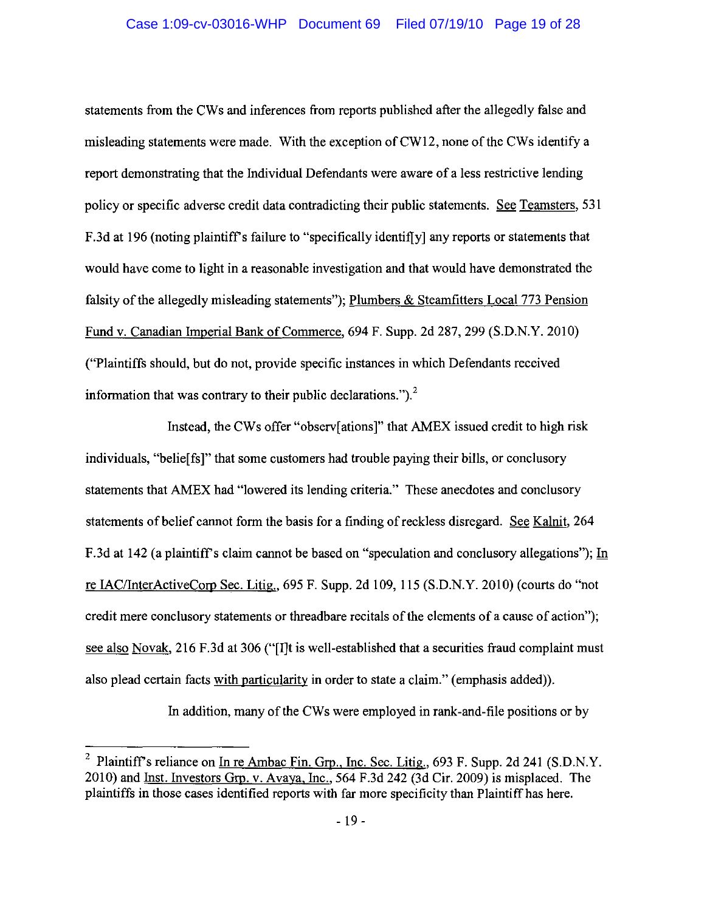statements from the CWs and inferences from reports published after the allegedly false and misleading statements were made. With the exception of CW12, none of the CWs identify a report demonstrating that the Individual Defendants were aware of a less restrictive lending policy or specific adverse credit data contradicting their public statements. See Teamsters, 531 F.3d at 196 (noting plaintiff's failure to "specifically identif[y] any reports or statements that would have come to light in a reasonable investigation and that would have demonstrated the falsity of the allegedly misleading statements"); Plumbers & Steamfitters Local 773 Pension Fund v. Canadian Imperial Bank of Commerce, 694 F. Supp. 2d 287, 299 (S.D.N.Y. 2010) ("Plaintiffs should, but do not, provide specific instances in which Defendants received information that was contrary to their public declarations.").[2]

Instead, the CWs offer "observ[ations]" that AMEX issued credit to high risk individuals, "belie[fs]" that some customers had trouble paying their bills, or conclusory statements that AMEX had "lowered its lending criteria." These anecdotes and conclusory statements of belief cannot form the basis for a finding of reckless disregard. See Kalnit, 264 F.3d at 142 (a plaintiff's claim cannot be based on "speculation and conclusory allegations"); In re IAC/InterActiveCorp Sec. Litig., 695 F. Supp. 2d 109, 115 (S.D.N.Y. 2010) (courts do "not credit mere conclusory statements or threadbare recitals of the elements of a cause of action"); see also Novak, 216 F.3d at 306 ("[I]t is well-established that a securities fraud complaint must also plead certain facts with particularity in order to state a claim." (emphasis added)).

In addition, many of the CWs were employed in rank-and-file positions or by

---

[2] Plaintiff's reliance on In re Ambac Fin. Grp., Inc. Sec. Litig., 693 F. Supp. 2d 241 (S.D.N.Y. 2010) and Inst. Investors Grp. v. Avaya, Inc., 564 F.3d 242 (3d Cir. 2009) is misplaced. The plaintiffs in those cases identified reports with far more specificity than Plaintiff has here.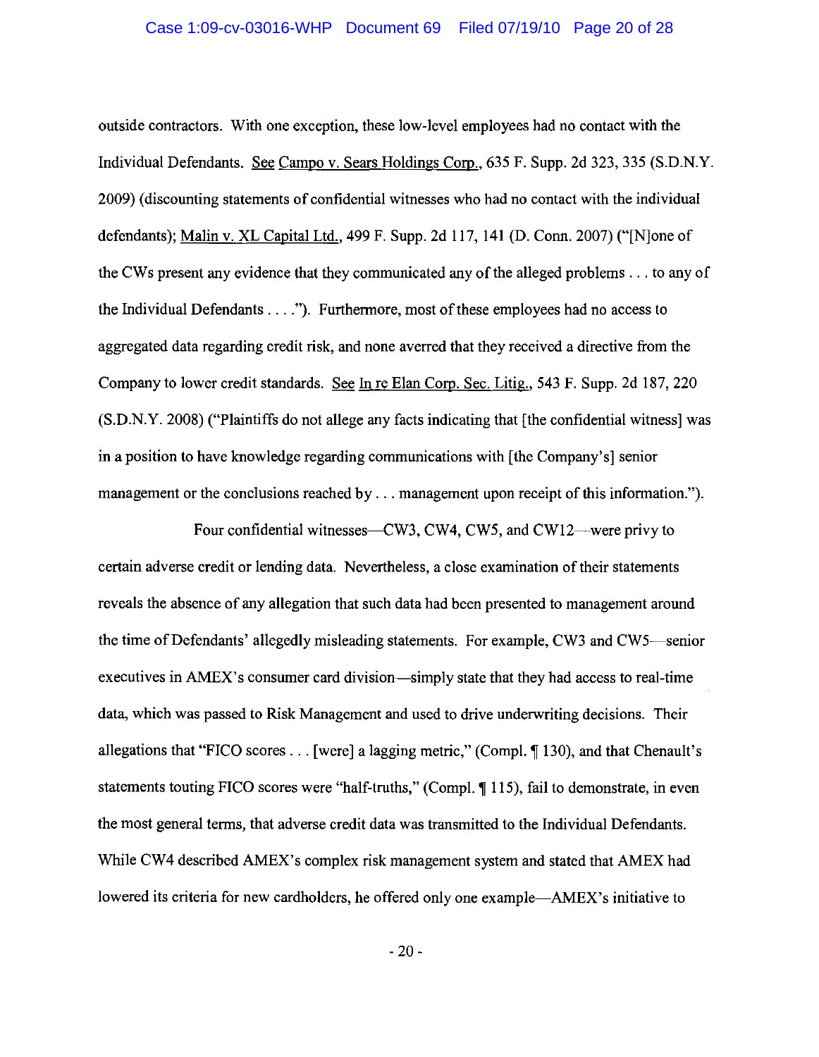outside contractors. With one exception, these low-level employees had no contact with the Individual Defendants. See Campo v. Sears Holdings Corp., 635 F. Supp. 2d 323, 335 (S.D.N.Y. 2009) (discounting statements of confidential witnesses who had no contact with the individual defendants); Malin v. XL Capital Ltd., 499 F. Supp. 2d 117, 141 (D. Conn. 2007) ("[N]one of the CWs present any evidence that they communicated any of the alleged problems . . . to any of the Individual Defendants . . . ."). Furthermore, most of these employees had no access to aggregated data regarding credit risk, and none averred that they received a directive from the Company to lower credit standards. See In re Elan Corp. Sec. Litig., 543 F. Supp. 2d 187, 220 (S.D.N.Y. 2008) ("Plaintiffs do not allege any facts indicating that [the confidential witness] was in a position to have knowledge regarding communications with [the Company's] senior management or the conclusions reached by . . . management upon receipt of this information.").

Four confidential witnesses—CW3, CW4, CW5, and CW12—were privy to certain adverse credit or lending data. Nevertheless, a close examination of their statements reveals the absence of any allegation that such data had been presented to management around the time of Defendants' allegedly misleading statements. For example, CW3 and CW5—senior executives in AMEX's consumer card division—simply state that they had access to real-time data, which was passed to Risk Management and used to drive underwriting decisions. Their allegations that "FICO scores . . . [were] a lagging metric," (Compl. ¶ 130), and that Chenault's statements touting FICO scores were "half-truths," (Compl. ¶ 115), fail to demonstrate, in even the most general terms, that adverse credit data was transmitted to the Individual Defendants. While CW4 described AMEX's complex risk management system and stated that AMEX had lowered its criteria for new cardholders, he offered only one example—AMEX's initiative to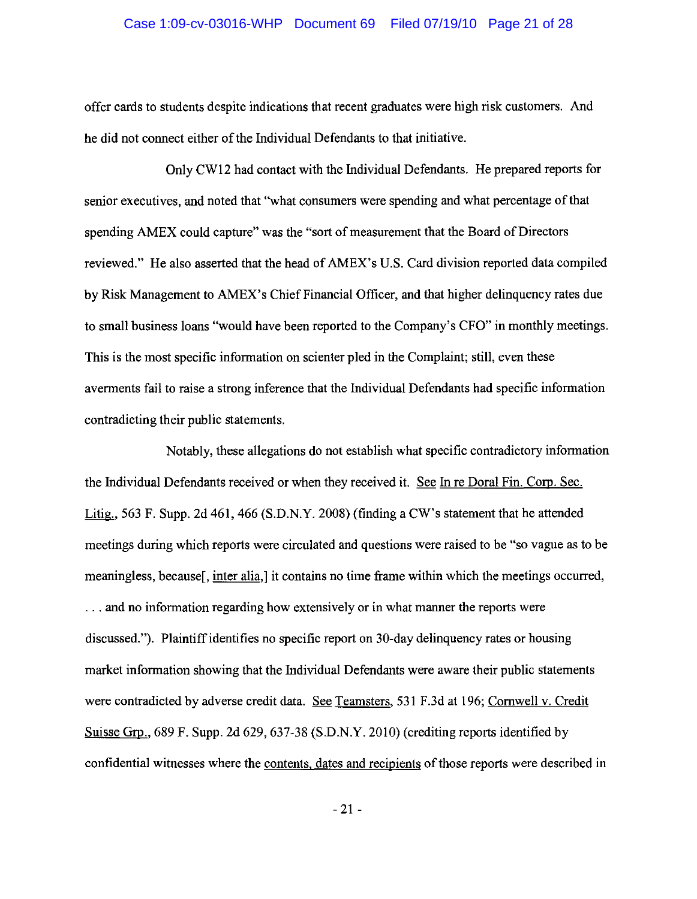offer cards to students despite indications that recent graduates were high risk customers. And he did not connect either of the Individual Defendants to that initiative.

Only CW12 had contact with the Individual Defendants. He prepared reports for senior executives, and noted that "what consumers were spending and what percentage of that spending AMEX could capture" was the "sort of measurement that the Board of Directors reviewed." He also asserted that the head of AMEX's U.S. Card division reported data compiled by Risk Management to AMEX's Chief Financial Officer, and that higher delinquency rates due to small business loans "would have been reported to the Company's CFO" in monthly meetings. This is the most specific information on scienter pled in the Complaint; still, even these averments fail to raise a strong inference that the Individual Defendants had specific information contradicting their public statements.

Notably, these allegations do not establish what specific contradictory information the Individual Defendants received or when they received it. See In re Doral Fin. Corp. Sec. Litig., 563 F. Supp. 2d 461, 466 (S.D.N.Y. 2008) (finding a CW's statement that he attended meetings during which reports were circulated and questions were raised to be "so vague as to be meaningless, because[, inter alia,] it contains no time frame within which the meetings occurred, . . . and no information regarding how extensively or in what manner the reports were discussed."). Plaintiff identifies no specific report on 30-day delinquency rates or housing market information showing that the Individual Defendants were aware their public statements were contradicted by adverse credit data. See Teamsters, 531 F.3d at 196; Cornwell v. Credit Suisse Grp., 689 F. Supp. 2d 629, 637-38 (S.D.N.Y. 2010) (crediting reports identified by confidential witnesses where the contents, dates and recipients of those reports were described in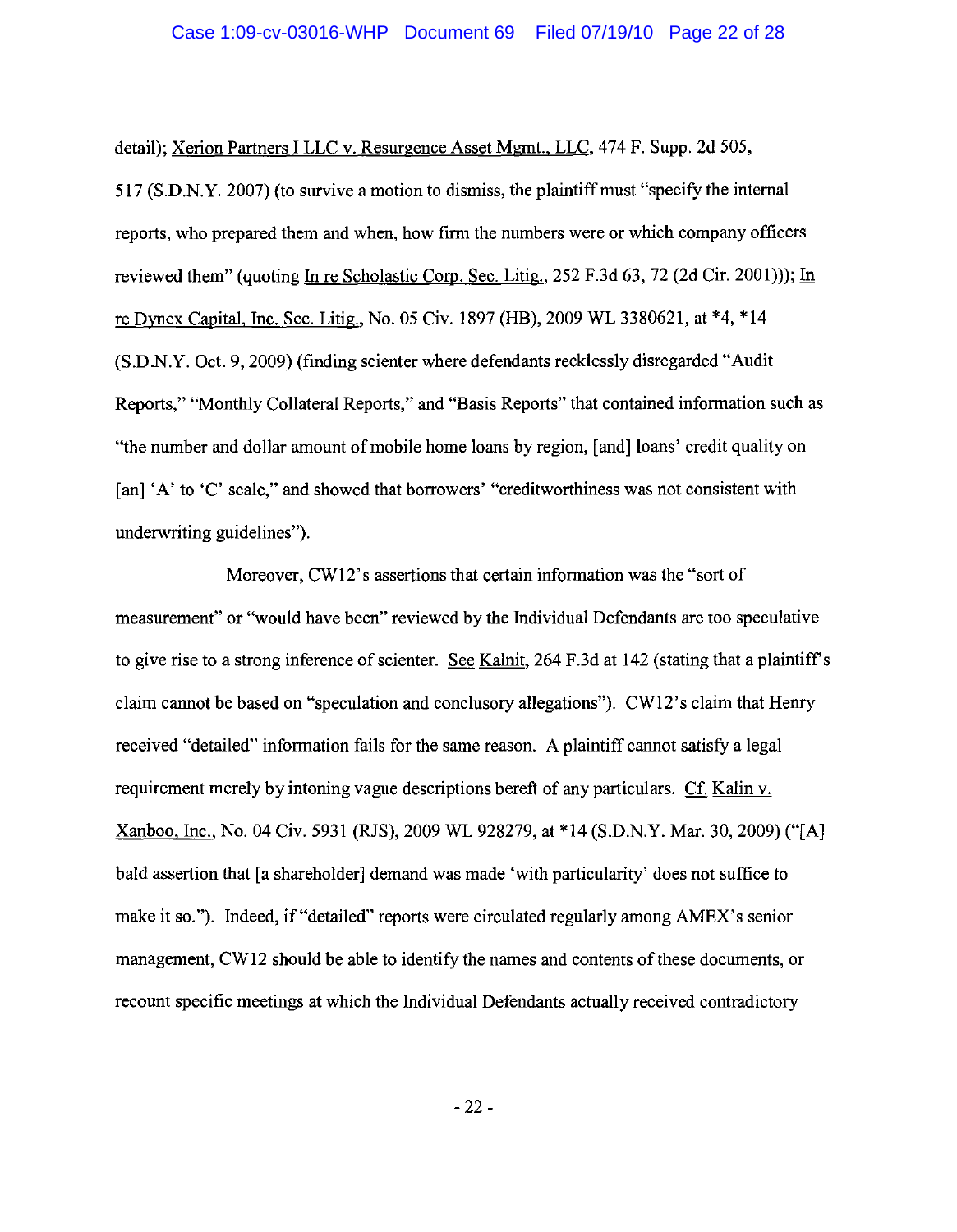detail); Xerion Partners I LLC v. Resurgence Asset Mgmt., LLC, 474 F. Supp. 2d 505, 517 (S.D.N.Y. 2007) (to survive a motion to dismiss, the plaintiff must "specify the internal reports, who prepared them and when, how firm the numbers were or which company officers reviewed them" (quoting In re Scholastic Corp. Sec. Litig., 252 F.3d 63, 72 (2d Cir. 2001))); In re Dynex Capital, Inc. Sec. Litig., No. 05 Civ. 1897 (HB), 2009 WL 3380621, at *4, *14 (S.D.N.Y. Oct. 9, 2009) (finding scienter where defendants recklessly disregarded "Audit Reports," "Monthly Collateral Reports," and "Basis Reports" that contained information such as "the number and dollar amount of mobile home loans by region, [and] loans' credit quality on [an] 'A' to 'C' scale," and showed that borrowers' "creditworthiness was not consistent with underwriting guidelines").

Moreover, CW12's assertions that certain information was the "sort of measurement" or "would have been" reviewed by the Individual Defendants are too speculative to give rise to a strong inference of scienter. See Kalnit, 264 F.3d at 142 (stating that a plaintiff's claim cannot be based on "speculation and conclusory allegations"). CW12's claim that Henry received "detailed" information fails for the same reason. A plaintiff cannot satisfy a legal requirement merely by intoning vague descriptions bereft of any particulars. Cf. Kalin v. Xanboo, Inc., No. 04 Civ. 5931 (RJS), 2009 WL 928279, at *14 (S.D.N.Y. Mar. 30, 2009) ("[A] bald assertion that [a shareholder] demand was made 'with particularity' does not suffice to make it so."). Indeed, if "detailed" reports were circulated regularly among AMEX's senior management, CW12 should be able to identify the names and contents of these documents, or recount specific meetings at which the Individual Defendants actually received contradictory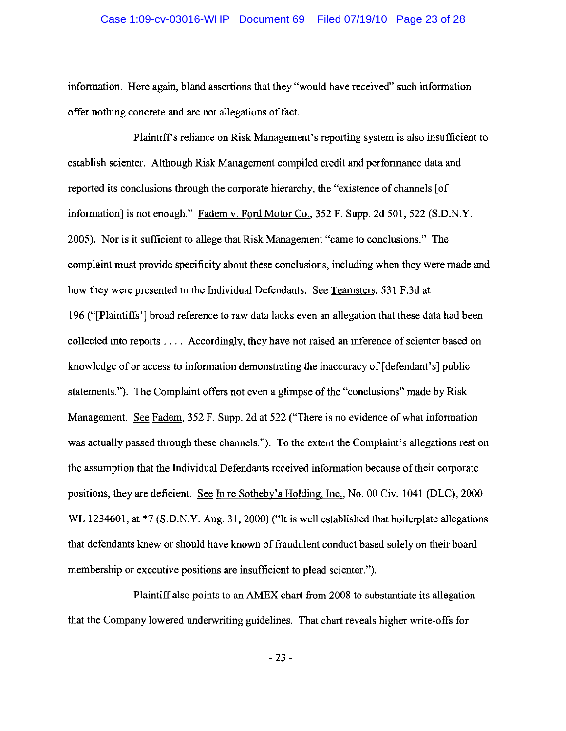information. Here again, bland assertions that they "would have received" such information offer nothing concrete and are not allegations of fact.

Plaintiff's reliance on Risk Management's reporting system is also insufficient to establish scienter. Although Risk Management compiled credit and performance data and reported its conclusions through the corporate hierarchy, the "existence of channels [of information] is not enough." Fadem v. Ford Motor Co., 352 F. Supp. 2d 501, 522 (S.D.N.Y. 2005). Nor is it sufficient to allege that Risk Management "came to conclusions." The complaint must provide specificity about these conclusions, including when they were made and how they were presented to the Individual Defendants. See Teamsters, 531 F.3d at 196 ("[Plaintiffs'] broad reference to raw data lacks even an allegation that these data had been collected into reports . . . . Accordingly, they have not raised an inference of scienter based on knowledge of or access to information demonstrating the inaccuracy of [defendant's] public statements."). The Complaint offers not even a glimpse of the "conclusions" made by Risk Management. See Fadem, 352 F. Supp. 2d at 522 ("There is no evidence of what information was actually passed through these channels."). To the extent the Complaint's allegations rest on the assumption that the Individual Defendants received information because of their corporate positions, they are deficient. See In re Sotheby's Holding, Inc., No. 00 Civ. 1041 (DLC), 2000 WL 1234601, at *7 (S.D.N.Y. Aug. 31, 2000) ("It is well established that boilerplate allegations that defendants knew or should have known of fraudulent conduct based solely on their board membership or executive positions are insufficient to plead scienter.").

Plaintiff also points to an AMEX chart from 2008 to substantiate its allegation that the Company lowered underwriting guidelines. That chart reveals higher write-offs for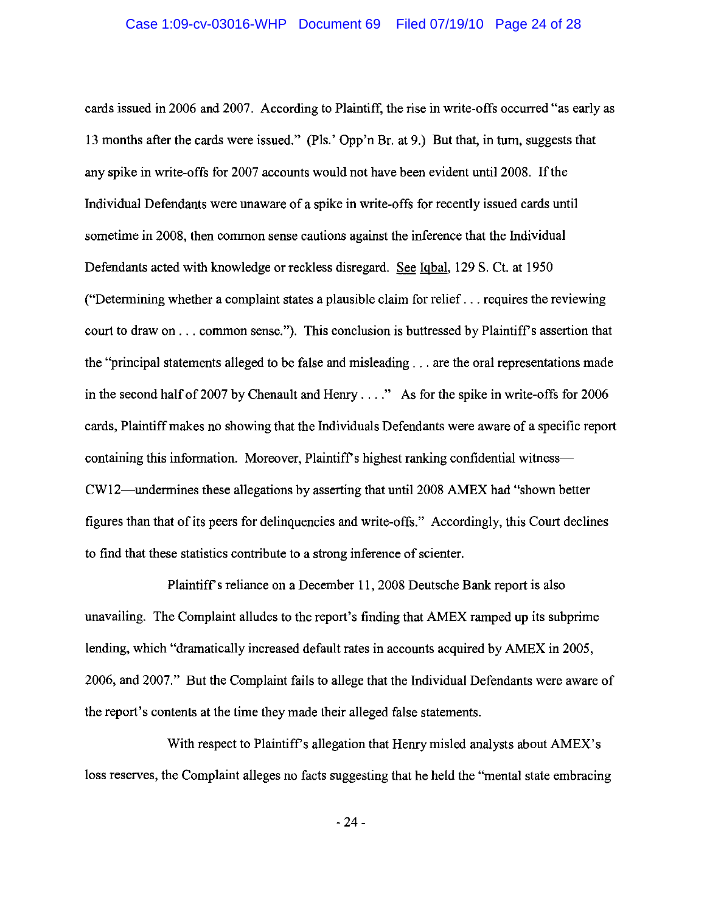cards issued in 2006 and 2007. According to Plaintiff, the rise in write-offs occurred "as early as 13 months after the cards were issued." (Pls.' Opp'n Br. at 9.) But that, in turn, suggests that any spike in write-offs for 2007 accounts would not have been evident until 2008. If the Individual Defendants were unaware of a spike in write-offs for recently issued cards until sometime in 2008, then common sense cautions against the inference that the Individual Defendants acted with knowledge or reckless disregard. See Iqbal, 129 S. Ct. at 1950 ("Determining whether a complaint states a plausible claim for relief . . . requires the reviewing court to draw on . . . common sense."). This conclusion is buttressed by Plaintiff's assertion that the "principal statements alleged to be false and misleading . . . are the oral representations made in the second half of 2007 by Chenault and Henry . . . ." As for the spike in write-offs for 2006 cards, Plaintiff makes no showing that the Individuals Defendants were aware of a specific report containing this information. Moreover, Plaintiff's highest ranking confidential witness—CW12—undermines these allegations by asserting that until 2008 AMEX had "shown better figures than that of its peers for delinquencies and write-offs." Accordingly, this Court declines to find that these statistics contribute to a strong inference of scienter.

Plaintiff's reliance on a December 11, 2008 Deutsche Bank report is also unavailing. The Complaint alludes to the report's finding that AMEX ramped up its subprime lending, which "dramatically increased default rates in accounts acquired by AMEX in 2005, 2006, and 2007." But the Complaint fails to allege that the Individual Defendants were aware of the report's contents at the time they made their alleged false statements.

With respect to Plaintiff's allegation that Henry misled analysts about AMEX's loss reserves, the Complaint alleges no facts suggesting that he held the "mental state embracing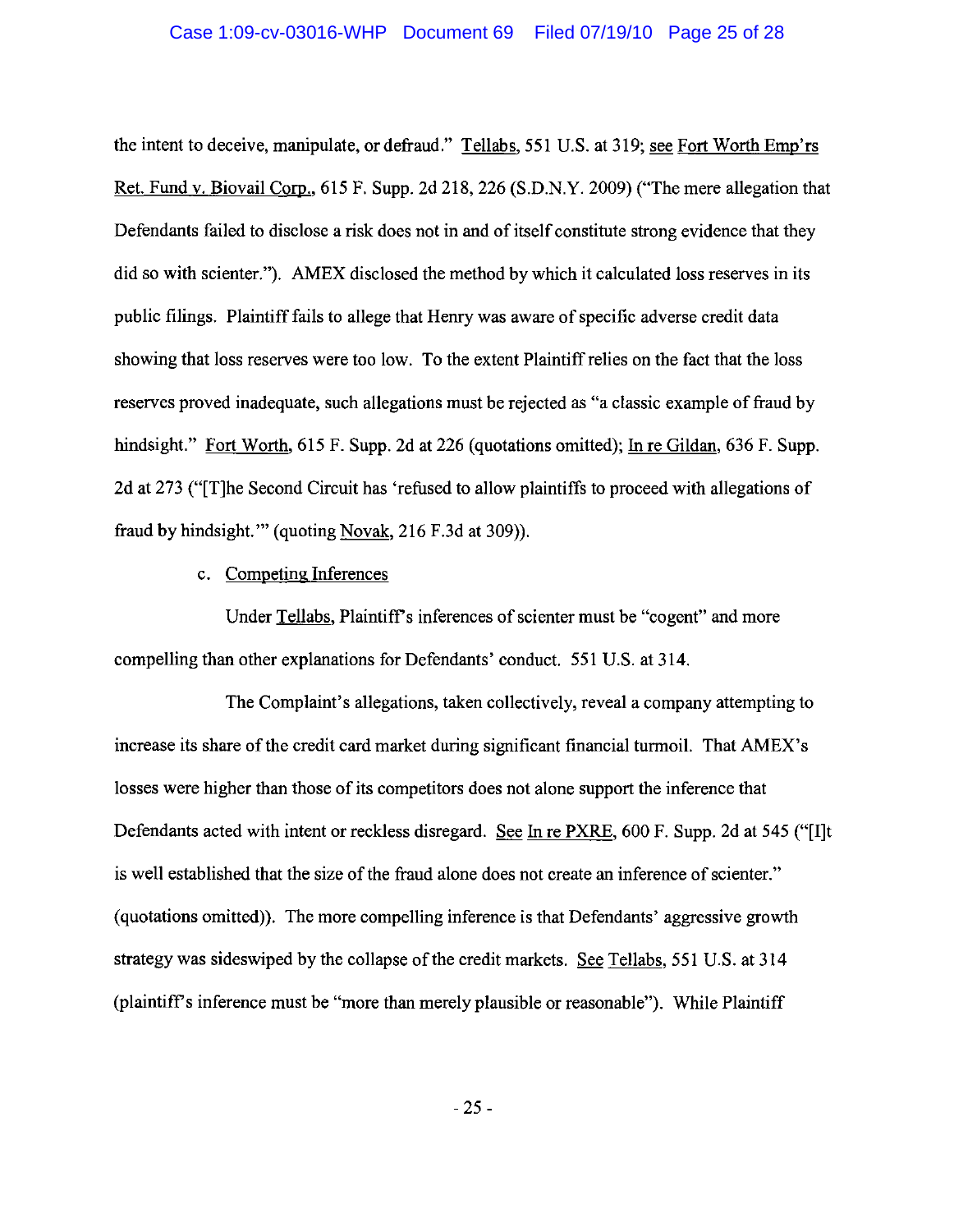the intent to deceive, manipulate, or defraud." Tellabs, 551 U.S. at 319; see Fort Worth Emp'rs Ret. Fund v. Biovail Corp., 615 F. Supp. 2d 218, 226 (S.D.N.Y. 2009) ("The mere allegation that Defendants failed to disclose a risk does not in and of itself constitute strong evidence that they did so with scienter."). AMEX disclosed the method by which it calculated loss reserves in its public filings. Plaintiff fails to allege that Henry was aware of specific adverse credit data showing that loss reserves were too low. To the extent Plaintiff relies on the fact that the loss reserves proved inadequate, such allegations must be rejected as "a classic example of fraud by hindsight." Fort Worth, 615 F. Supp. 2d at 226 (quotations omitted); In re Gildan, 636 F. Supp. 2d at 273 ("[T]he Second Circuit has 'refused to allow plaintiffs to proceed with allegations of fraud by hindsight.'" (quoting Novak, 216 F.3d at 309)).

c. Competing Inferences

Under Tellabs, Plaintiff's inferences of scienter must be "cogent" and more compelling than other explanations for Defendants' conduct. 551 U.S. at 314.

The Complaint's allegations, taken collectively, reveal a company attempting to increase its share of the credit card market during significant financial turmoil. That AMEX's losses were higher than those of its competitors does not alone support the inference that Defendants acted with intent or reckless disregard. See In re PXRE, 600 F. Supp. 2d at 545 ("[I]t is well established that the size of the fraud alone does not create an inference of scienter." (quotations omitted)). The more compelling inference is that Defendants' aggressive growth strategy was sideswiped by the collapse of the credit markets. See Tellabs, 551 U.S. at 314 (plaintiff's inference must be "more than merely plausible or reasonable"). While Plaintiff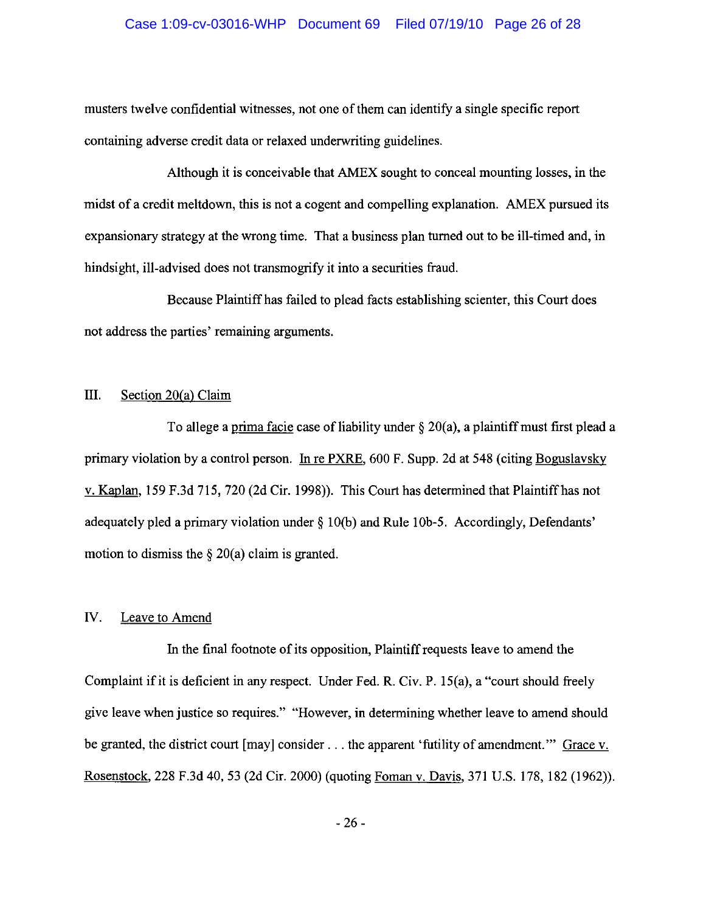musters twelve confidential witnesses, not one of them can identify a single specific report containing adverse credit data or relaxed underwriting guidelines.

Although it is conceivable that AMEX sought to conceal mounting losses, in the midst of a credit meltdown, this is not a cogent and compelling explanation. AMEX pursued its expansionary strategy at the wrong time. That a business plan turned out to be ill-timed and, in hindsight, ill-advised does not transmogrify it into a securities fraud.

Because Plaintiff has failed to plead facts establishing scienter, this Court does not address the parties' remaining arguments.

## III. Section 20(a) Claim

To allege a prima facie case of liability under § 20(a), a plaintiff must first plead a primary violation by a control person. In re PXRE, 600 F. Supp. 2d at 548 (citing Boguslavsky v. Kaplan, 159 F.3d 715, 720 (2d Cir. 1998)). This Court has determined that Plaintiff has not adequately pled a primary violation under § 10(b) and Rule 10b-5. Accordingly, Defendants' motion to dismiss the § 20(a) claim is granted.

## IV. Leave to Amend

In the final footnote of its opposition, Plaintiff requests leave to amend the Complaint if it is deficient in any respect. Under Fed. R. Civ. P. 15(a), a "court should freely give leave when justice so requires." "However, in determining whether leave to amend should be granted, the district court [may] consider . . . the apparent 'futility of amendment.'" Grace v. Rosenstock, 228 F.3d 40, 53 (2d Cir. 2000) (quoting Foman v. Davis, 371 U.S. 178, 182 (1962)).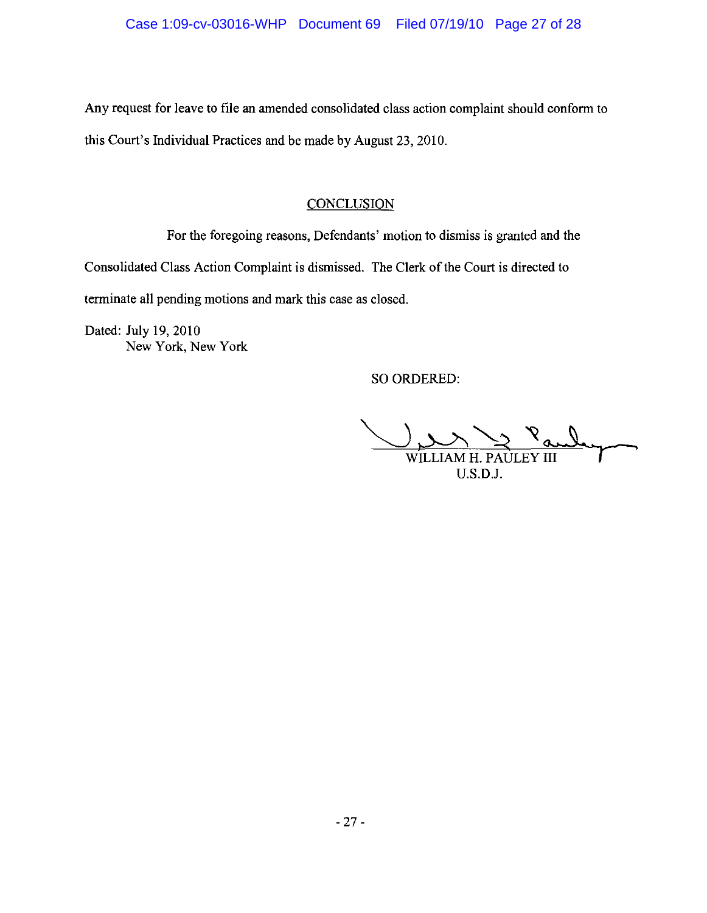Any request for leave to file an amended consolidated class action complaint should conform to this Court's Individual Practices and be made by August 23, 2010.

## CONCLUSION

For the foregoing reasons, Defendants' motion to dismiss is granted and the Consolidated Class Action Complaint is dismissed. The Clerk of the Court is directed to terminate all pending motions and mark this case as closed.

Dated: July 19, 2010
New York, New York

SO ORDERED:

WILLIAM H. PAULEY III
U.S.D.J.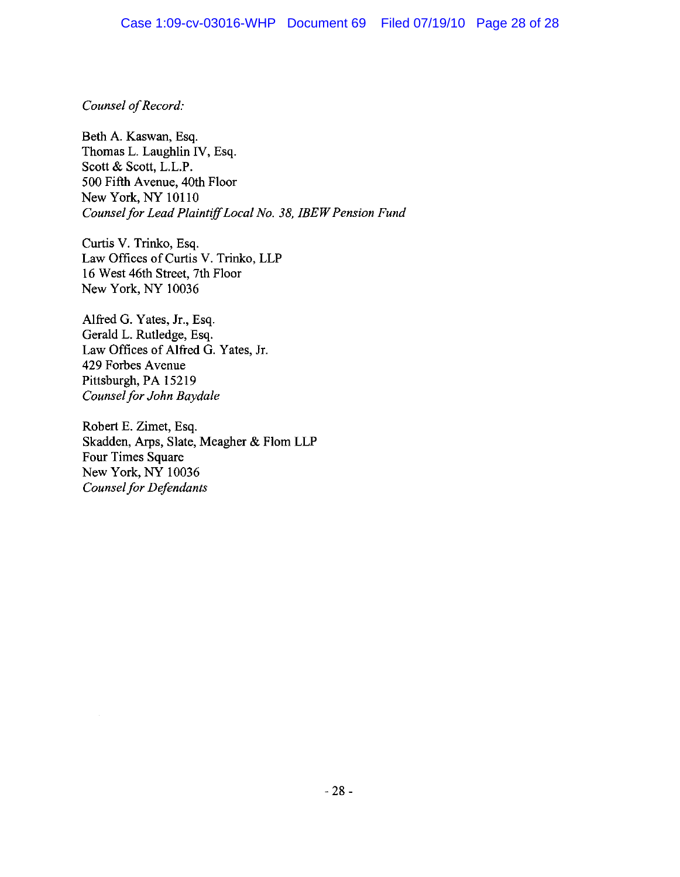*Counsel of Record:*

Beth A. Kaswan, Esq.
Thomas L. Laughlin IV, Esq.
Scott & Scott, L.L.P.
500 Fifth Avenue, 40th Floor
New York, NY 10110
*Counsel for Lead Plaintiff Local No. 38, IBEW Pension Fund*

Curtis V. Trinko, Esq.
Law Offices of Curtis V. Trinko, LLP
16 West 46th Street, 7th Floor
New York, NY 10036

Alfred G. Yates, Jr., Esq.
Gerald L. Rutledge, Esq.
Law Offices of Alfred G. Yates, Jr.
429 Forbes Avenue
Pittsburgh, PA 15219
*Counsel for John Baydale*

Robert E. Zimet, Esq.
Skadden, Arps, Slate, Meagher & Flom LLP
Four Times Square
New York, NY 10036
*Counsel for Defendants*